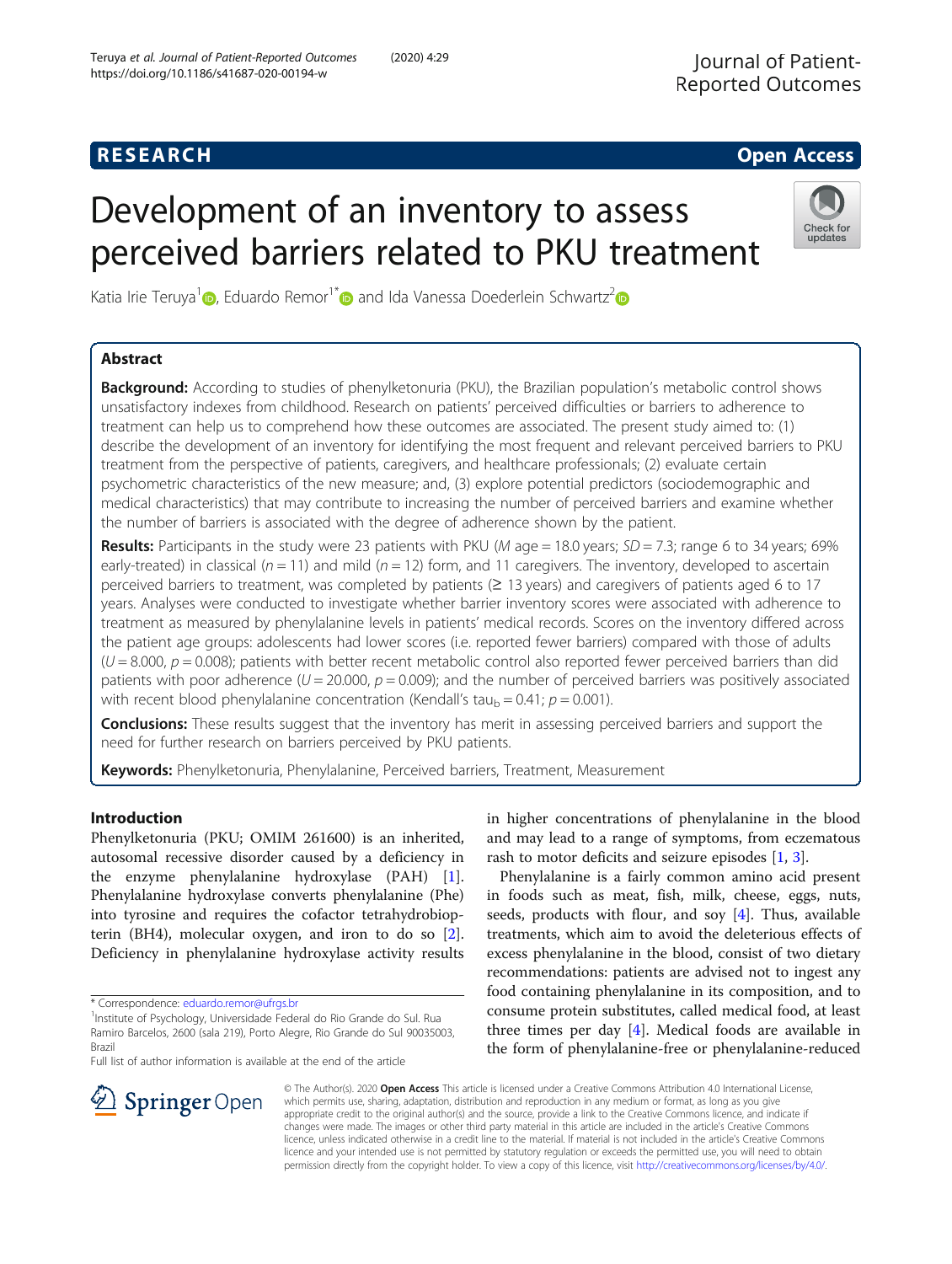RESEARCH Open Access

# Development of an inventory to assess perceived barriers related to PKU treatment

Katia Irie Teruya[1], Eduardo Remor[1*] and Ida Vanessa Doederlein Schwartz[2]

## Abstract

**Background:** According to studies of phenylketonuria (PKU), the Brazilian population's metabolic control shows unsatisfactory indexes from childhood. Research on patients' perceived difficulties or barriers to adherence to treatment can help us to comprehend how these outcomes are associated. The present study aimed to: (1) describe the development of an inventory for identifying the most frequent and relevant perceived barriers to PKU treatment from the perspective of patients, caregivers, and healthcare professionals; (2) evaluate certain psychometric characteristics of the new measure; and, (3) explore potential predictors (sociodemographic and medical characteristics) that may contribute to increasing the number of perceived barriers and examine whether the number of barriers is associated with the degree of adherence shown by the patient.

**Results:** Participants in the study were 23 patients with PKU (*M* age = 18.0 years; *SD* = 7.3; range 6 to 34 years; 69% early-treated) in classical (*n* = 11) and mild (*n* = 12) form, and 11 caregivers. The inventory, developed to ascertain perceived barriers to treatment, was completed by patients (≥ 13 years) and caregivers of patients aged 6 to 17 years. Analyses were conducted to investigate whether barrier inventory scores were associated with adherence to treatment as measured by phenylalanine levels in patients' medical records. Scores on the inventory differed across the patient age groups: adolescents had lower scores (i.e. reported fewer barriers) compared with those of adults ($U = 8.000$, $p = 0.008$); patients with better recent metabolic control also reported fewer perceived barriers than did patients with poor adherence ($U = 20.000$, $p = 0.009$); and the number of perceived barriers was positively associated with recent blood phenylalanine concentration (Kendall's $\tau_b = 0.41$; $p = 0.001$).

**Conclusions:** These results suggest that the inventory has merit in assessing perceived barriers and support the need for further research on barriers perceived by PKU patients.

**Keywords:** Phenylketonuria, Phenylalanine, Perceived barriers, Treatment, Measurement

## Introduction

Phenylketonuria (PKU; OMIM 261600) is an inherited, autosomal recessive disorder caused by a deficiency in the enzyme phenylalanine hydroxylase (PAH) [1]. Phenylalanine hydroxylase converts phenylalanine (Phe) into tyrosine and requires the cofactor tetrahydrobiopterin (BH4), molecular oxygen, and iron to do so [2]. Deficiency in phenylalanine hydroxylase activity results in higher concentrations of phenylalanine in the blood and may lead to a range of symptoms, from eczematous rash to motor deficits and seizure episodes [1, 3].

Phenylalanine is a fairly common amino acid present in foods such as meat, fish, milk, cheese, eggs, nuts, seeds, products with flour, and soy [4]. Thus, available treatments, which aim to avoid the deleterious effects of excess phenylalanine in the blood, consist of two dietary recommendations: patients are advised not to ingest any food containing phenylalanine in its composition, and to consume protein substitutes, called medical food, at least three times per day [4]. Medical foods are available in the form of phenylalanine-free or phenylalanine-reduced

\* Correspondence: eduardo.remor@ufrgs.br
[1]Institute of Psychology, Universidade Federal do Rio Grande do Sul. Rua Ramiro Barcelos, 2600 (sala 219), Porto Alegre, Rio Grande do Sul 90035002, Brazil
Full list of author information is available at the end of the article

© The Author(s). 2020 **Open Access** This article is licensed under a Creative Commons Attribution 4.0 International License, which permits use, sharing, adaptation, distribution and reproduction in any medium or format, as long as you give appropriate credit to the original author(s) and the source, provide a link to the Creative Commons licence, and indicate if changes were made. The images or other third party material in this article are included in the article's Creative Commons licence, unless indicated otherwise in a credit line to the material. If material is not included in the article's Creative Commons licence and your intended use is not permitted by statutory regulation or exceeds the permitted use, you will need to obtain permission directly from the copyright holder. To view a copy of this licence, visit http://creativecommons.org/licenses/by/4.0/.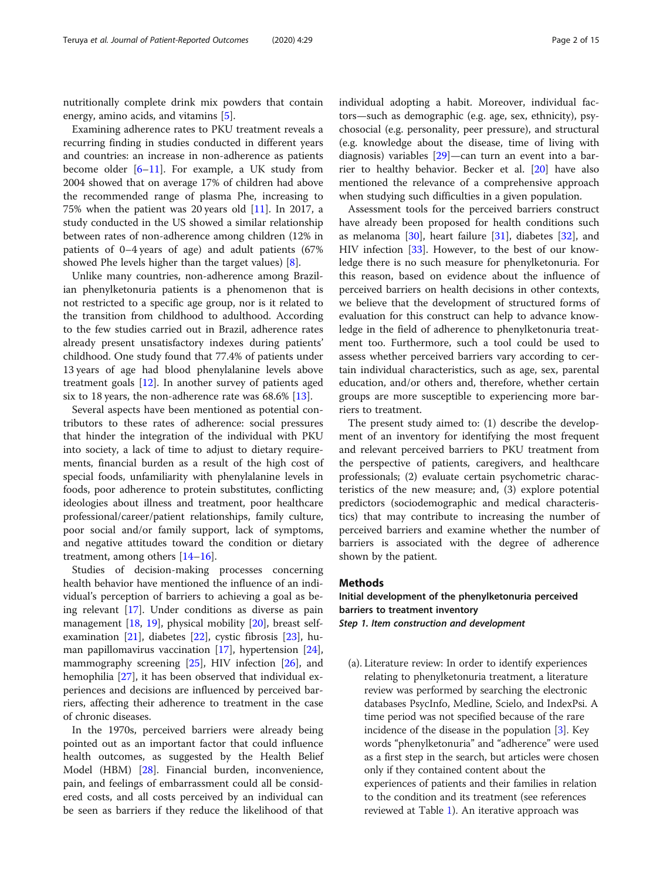nutritionally complete drink mix powders that contain energy, amino acids, and vitamins [5].

Examining adherence rates to PKU treatment reveals a recurring finding in studies conducted in different years and countries: an increase in non-adherence as patients become older [6–11]. For example, a UK study from 2004 showed that on average 17% of children had above the recommended range of plasma Phe, increasing to 75% when the patient was 20 years old [11]. In 2017, a study conducted in the US showed a similar relationship between rates of non-adherence among children (12% in patients of 0–4 years of age) and adult patients (67% showed Phe levels higher than the target values) [8].

Unlike many countries, non-adherence among Brazilian phenylketonuria patients is a phenomenon that is not restricted to a specific age group, nor is it related to the transition from childhood to adulthood. According to the few studies carried out in Brazil, adherence rates already present unsatisfactory indexes during patients' childhood. One study found that 77.4% of patients under 13 years of age had blood phenylalanine levels above treatment goals [12]. In another survey of patients aged six to 18 years, the non-adherence rate was 68.6% [13].

Several aspects have been mentioned as potential contributors to these rates of adherence: social pressures that hinder the integration of the individual with PKU into society, a lack of time to adjust to dietary requirements, financial burden as a result of the high cost of special foods, unfamiliarity with phenylalanine levels in foods, poor adherence to protein substitutes, conflicting ideologies about illness and treatment, poor healthcare professional/career/patient relationships, family culture, poor social and/or family support, lack of symptoms, and negative attitudes toward the condition or dietary treatment, among others [14–16].

Studies of decision-making processes concerning health behavior have mentioned the influence of an individual's perception of barriers to achieving a goal as being relevant [17]. Under conditions as diverse as pain management [18, 19], physical mobility [20], breast self-examination [21], diabetes [22], cystic fibrosis [23], human papillomavirus vaccination [17], hypertension [24], mammography screening [25], HIV infection [26], and hemophilia [27], it has been observed that individual experiences and decisions are influenced by perceived barriers, affecting their adherence to treatment in the case of chronic diseases.

In the 1970s, perceived barriers were already being pointed out as an important factor that could influence health outcomes, as suggested by the Health Belief Model (HBM) [28]. Financial burden, inconvenience, pain, and feelings of embarrassment could all be considered costs, and all costs perceived by an individual can be seen as barriers if they reduce the likelihood of that individual adopting a habit. Moreover, individual factors—such as demographic (e.g. age, sex, ethnicity), psychosocial (e.g. personality, peer pressure), and structural (e.g. knowledge about the disease, time of living with diagnosis) variables [29]—can turn an event into a barrier to healthy behavior. Becker et al. [20] have also mentioned the relevance of a comprehensive approach when studying such difficulties in a given population.

Assessment tools for the perceived barriers construct have already been proposed for health conditions such as melanoma [30], heart failure [31], diabetes [32], and HIV infection [33]. However, to the best of our knowledge there is no such measure for phenylketonuria. For this reason, based on evidence about the influence of perceived barriers on health decisions in other contexts, we believe that the development of structured forms of evaluation for this construct can help to advance knowledge in the field of adherence to phenylketonuria treatment too. Furthermore, such a tool could be used to assess whether perceived barriers vary according to certain individual characteristics, such as age, sex, parental education, and/or others and, therefore, whether certain groups are more susceptible to experiencing more barriers to treatment.

The present study aimed to: (1) describe the development of an inventory for identifying the most frequent and relevant perceived barriers to PKU treatment from the perspective of patients, caregivers, and healthcare professionals; (2) evaluate certain psychometric characteristics of the new measure; and, (3) explore potential predictors (sociodemographic and medical characteristics) that may contribute to increasing the number of perceived barriers and examine whether the number of barriers is associated with the degree of adherence shown by the patient.

## Methods

### Initial development of the phenylketonuria perceived barriers to treatment inventory

#### *Step 1. Item construction and development*

(a). Literature review: In order to identify experiences relating to phenylketonuria treatment, a literature review was performed by searching the electronic databases PsycInfo, Medline, Scielo, and IndexPsi. A time period was not specified because of the rare incidence of the disease in the population [3]. Key words "phenylketonuria" and "adherence" were used as a first step in the search, but articles were chosen only if they contained content about the experiences of patients and their families in relation to the condition and its treatment (see references reviewed at Table 1). An iterative approach was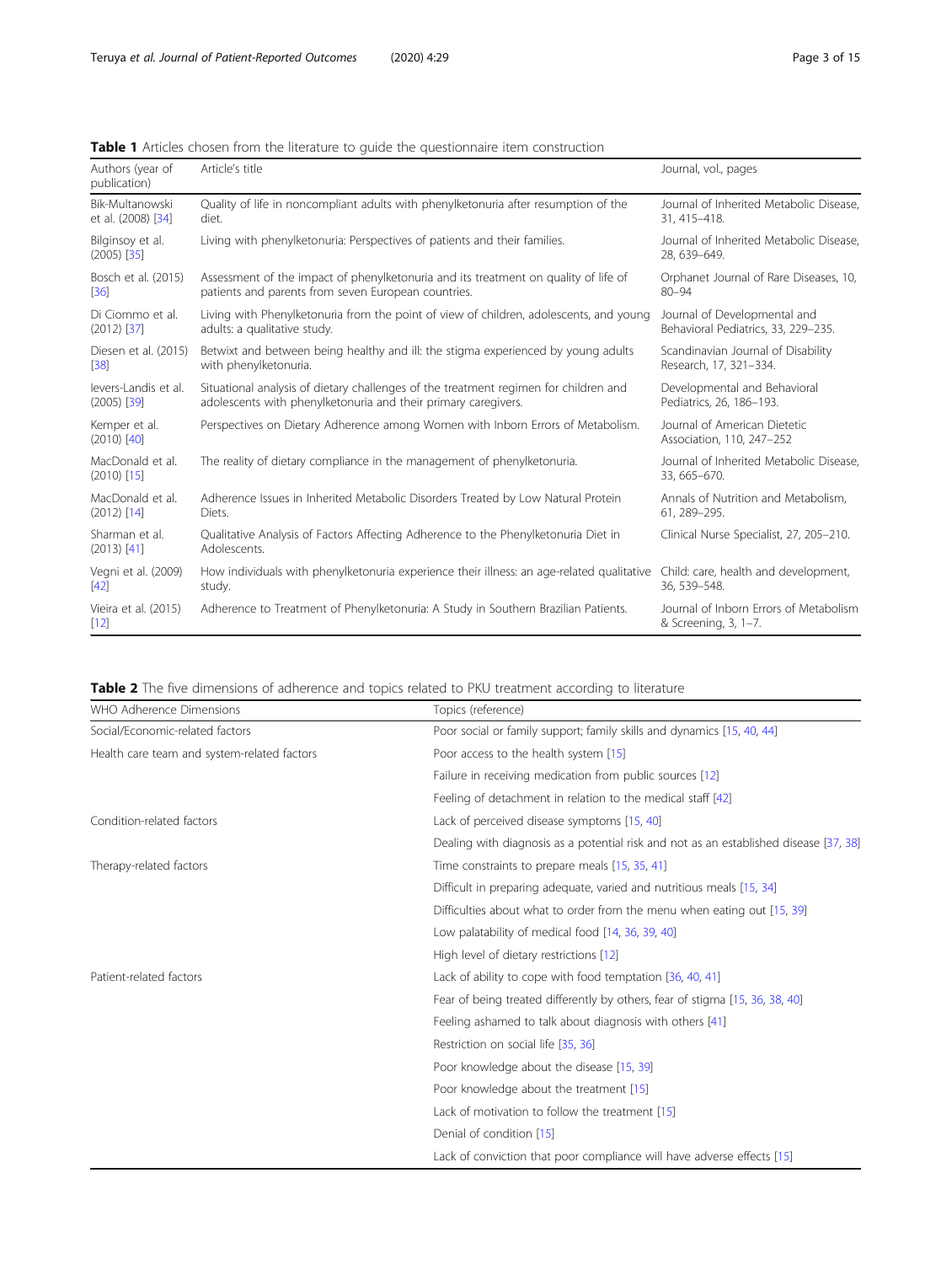**Table 1** Articles chosen from the literature to guide the questionnaire item construction

| Authors (year of publication) | Article's title | Journal, vol., pages |
|---|---|---|
| Bik-Multanowski et al. (2008) [34] | Quality of life in noncompliant adults with phenylketonuria after resumption of the diet. | Journal of Inherited Metabolic Disease, 31, 415–418. |
| Bilginsoy et al. (2005) [35] | Living with phenylketonuria: Perspectives of patients and their families. | Journal of Inherited Metabolic Disease, 28, 639–649. |
| Bosch et al. (2015) [36] | Assessment of the impact of phenylketonuria and its treatment on quality of life of patients and parents from seven European countries. | Orphanet Journal of Rare Diseases, 10, 80–94 |
| Di Ciommo et al. (2012) [37] | Living with Phenylketonuria from the point of view of children, adolescents, and young adults: a qualitative study. | Journal of Developmental and Behavioral Pediatrics, 33, 229–235. |
| Diesen et al. (2015) [38] | Betwixt and between being healthy and ill: the stigma experienced by young adults with phenylketonuria. | Scandinavian Journal of Disability Research, 17, 321–334. |
| Ievers-Landis et al. (2005) [39] | Situational analysis of dietary challenges of the treatment regimen for children and adolescents with phenylketonuria and their primary caregivers. | Developmental and Behavioral Pediatrics, 26, 186–193. |
| Kemper et al. (2010) [40] | Perspectives on Dietary Adherence among Women with Inborn Errors of Metabolism. | Journal of American Dietetic Association, 110, 247–252 |
| MacDonald et al. (2010) [15] | The reality of dietary compliance in the management of phenylketonuria. | Journal of Inherited Metabolic Disease, 33, 665–670. |
| MacDonald et al. (2012) [14] | Adherence Issues in Inherited Metabolic Disorders Treated by Low Natural Protein Diets. | Annals of Nutrition and Metabolism, 61, 289–295. |
| Sharman et al. (2013) [41] | Qualitative Analysis of Factors Affecting Adherence to the Phenylketonuria Diet in Adolescents. | Clinical Nurse Specialist, 27, 205–210. |
| Vegni et al. (2009) [42] | How individuals with phenylketonuria experience their illness: an age-related qualitative study. | Child: care, health and development, 36, 539–548. |
| Vieira et al. (2015) [12] | Adherence to Treatment of Phenylketonuria: A Study in Southern Brazilian Patients. | Journal of Inborn Errors of Metabolism & Screening, 3, 1–7. |

**Table 2** The five dimensions of adherence and topics related to PKU treatment according to literature

| WHO Adherence Dimensions | Topics (reference) |
|---|---|
| Social/Economic-related factors | Poor social or family support; family skills and dynamics [15, 40, 44] |
| Health care team and system-related factors | Poor access to the health system [15] |
| | Failure in receiving medication from public sources [12] |
| | Feeling of detachment in relation to the medical staff [42] |
| Condition-related factors | Lack of perceived disease symptoms [15, 40] |
| | Dealing with diagnosis as a potential risk and not as an established disease [37, 38] |
| Therapy-related factors | Time constraints to prepare meals [15, 35, 41] |
| | Difficult in preparing adequate, varied and nutritious meals [15, 34] |
| | Difficulties about what to order from the menu when eating out [15, 39] |
| | Low palatability of medical food [14, 36, 39, 40] |
| | High level of dietary restrictions [12] |
| Patient-related factors | Lack of ability to cope with food temptation [36, 40, 41] |
| | Fear of being treated differently by others, fear of stigma [15, 36, 38, 40] |
| | Feeling ashamed to talk about diagnosis with others [41] |
| | Restriction on social life [35, 36] |
| | Poor knowledge about the disease [15, 39] |
| | Poor knowledge about the treatment [15] |
| | Lack of motivation to follow the treatment [15] |
| | Denial of condition [15] |
| | Lack of conviction that poor compliance will have adverse effects [15] |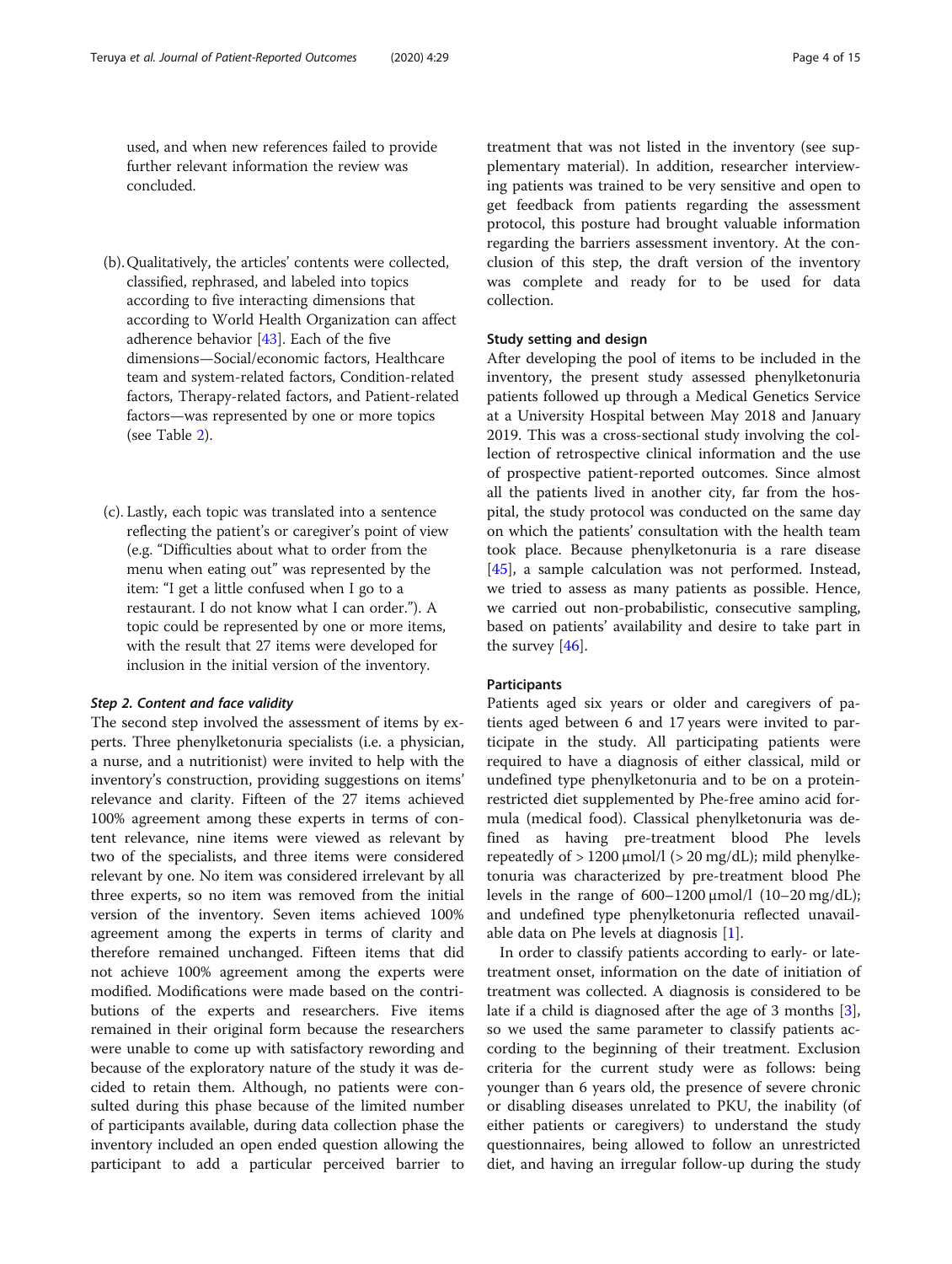used, and when new references failed to provide further relevant information the review was concluded.

(b). Qualitatively, the articles' contents were collected, classified, rephrased, and labeled into topics according to five interacting dimensions that according to World Health Organization can affect adherence behavior [43]. Each of the five dimensions—Social/economic factors, Healthcare team and system-related factors, Condition-related factors, Therapy-related factors, and Patient-related factors—was represented by one or more topics (see Table 2).

(c). Lastly, each topic was translated into a sentence reflecting the patient's or caregiver's point of view (e.g. "Difficulties about what to order from the menu when eating out" was represented by the item: "I get a little confused when I go to a restaurant. I do not know what I can order."). A topic could be represented by one or more items, with the result that 27 items were developed for inclusion in the initial version of the inventory.

#### *Step 2. Content and face validity*

The second step involved the assessment of items by experts. Three phenylketonuria specialists (i.e. a physician, a nurse, and a nutritionist) were invited to help with the inventory's construction, providing suggestions on items' relevance and clarity. Fifteen of the 27 items achieved 100% agreement among these experts in terms of content relevance, nine items were viewed as relevant by two of the specialists, and three items were considered relevant by one. No item was considered irrelevant by all three experts, so no item was removed from the initial version of the inventory. Seven items achieved 100% agreement among the experts in terms of clarity and therefore remained unchanged. Fifteen items that did not achieve 100% agreement among the experts were modified. Modifications were made based on the contributions of the experts and researchers. Five items remained in their original form because the researchers were unable to come up with satisfactory rewording and because of the exploratory nature of the study it was decided to retain them. Although, no patients were consulted during this phase because of the limited number of participants available, during data collection phase the inventory included an open ended question allowing the participant to add a particular perceived barrier to treatment that was not listed in the inventory (see supplementary material). In addition, researcher interviewing patients was trained to be very sensitive and open to get feedback from patients regarding the assessment protocol, this posture had brought valuable information regarding the barriers assessment inventory. At the conclusion of this step, the draft version of the inventory was complete and ready for to be used for data collection.

### Study setting and design

After developing the pool of items to be included in the inventory, the present study assessed phenylketonuria patients followed up through a Medical Genetics Service at a University Hospital between May 2018 and January 2019. This was a cross-sectional study involving the collection of retrospective clinical information and the use of prospective patient-reported outcomes. Since almost all the patients lived in another city, far from the hospital, the study protocol was conducted on the same day on which the patients' consultation with the health team took place. Because phenylketonuria is a rare disease [45], a sample calculation was not performed. Instead, we tried to assess as many patients as possible. Hence, we carried out non-probabilistic, consecutive sampling, based on patients' availability and desire to take part in the survey [46].

### Participants

Patients aged six years or older and caregivers of patients aged between 6 and 17 years were invited to participate in the study. All participating patients were required to have a diagnosis of either classical, mild or undefined type phenylketonuria and to be on a protein-restricted diet supplemented by Phe-free amino acid formula (medical food). Classical phenylketonuria was defined as having pre-treatment blood Phe levels repeatedly of > 1200 μmol/l (> 20 mg/dL); mild phenylketonuria was characterized by pre-treatment blood Phe levels in the range of 600–1200 μmol/l (10–20 mg/dL); and undefined type phenylketonuria reflected unavailable data on Phe levels at diagnosis [1].

In order to classify patients according to early- or late-treatment onset, information on the date of initiation of treatment was collected. A diagnosis is considered to be late if a child is diagnosed after the age of 3 months [3], so we used the same parameter to classify patients according to the beginning of their treatment. Exclusion criteria for the current study were as follows: being younger than 6 years old, the presence of severe chronic or disabling diseases unrelated to PKU, the inability (of either patients or caregivers) to understand the study questionnaires, being allowed to follow an unrestricted diet, and having an irregular follow-up during the study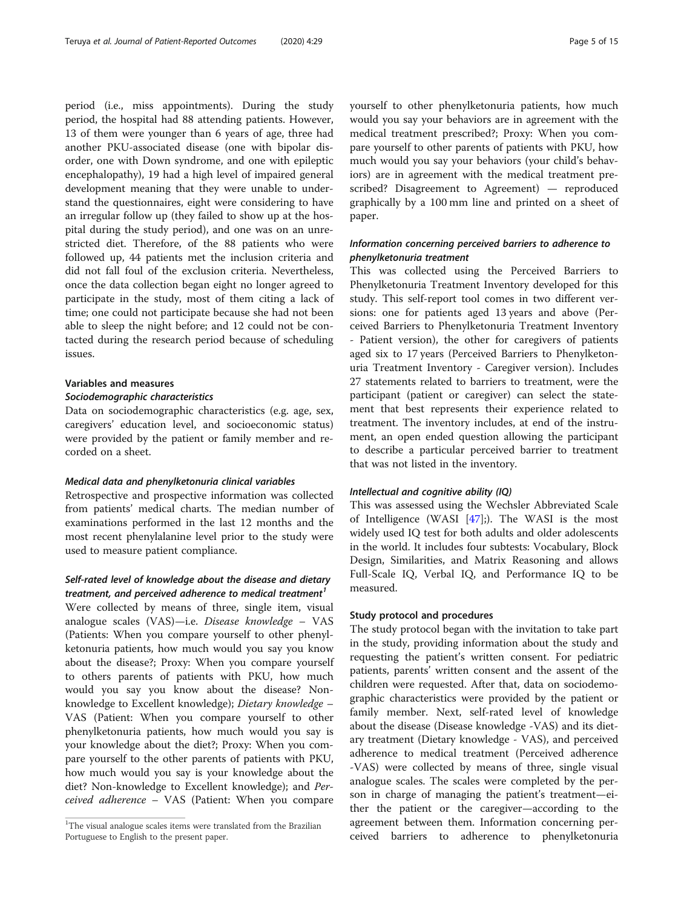period (i.e., miss appointments). During the study period, the hospital had 88 attending patients. However, 13 of them were younger than 6 years of age, three had another PKU-associated disease (one with bipolar disorder, one with Down syndrome, and one with epileptic encephalopathy), 19 had a high level of impaired general development meaning that they were unable to understand the questionnaires, eight were considering to have an irregular follow up (they failed to show up at the hospital during the study period), and one was on an unrestricted diet. Therefore, of the 88 patients who were followed up, 44 patients met the inclusion criteria and did not fall foul of the exclusion criteria. Nevertheless, once the data collection began eight no longer agreed to participate in the study, most of them citing a lack of time; one could not participate because she had not been able to sleep the night before; and 12 could not be contacted during the research period because of scheduling issues.

### Variables and measures

#### *Sociodemographic characteristics*

Data on sociodemographic characteristics (e.g. age, sex, caregivers' education level, and socioeconomic status) were provided by the patient or family member and recorded on a sheet.

#### *Medical data and phenylketonuria clinical variables*

Retrospective and prospective information was collected from patients' medical charts. The median number of examinations performed in the last 12 months and the most recent phenylalanine level prior to the study were used to measure patient compliance.

#### *Self-rated level of knowledge about the disease and dietary treatment, and perceived adherence to medical treatment*[1]

Were collected by means of three, single item, visual analogue scales (VAS)—i.e. *Disease knowledge* – VAS (Patients: When you compare yourself to other phenylketonuria patients, how much would you say you know about the disease?; Proxy: When you compare yourself to others parents of patients with PKU, how much would you say you know about the disease? Non-knowledge to Excellent knowledge); *Dietary knowledge* – VAS (Patient: When you compare yourself to other phenylketonuria patients, how much would you say is your knowledge about the diet?; Proxy: When you compare yourself to the other parents of patients with PKU, how much would you say is your knowledge about the diet? Non-knowledge to Excellent knowledge); and *Perceived adherence* – VAS (Patient: When you compare yourself to other phenylketonuria patients, how much would you say your behaviors are in agreement with the medical treatment prescribed?; Proxy: When you compare yourself to other parents of patients with PKU, how much would you say your behaviors (your child's behaviors) are in agreement with the medical treatment prescribed? Disagreement to Agreement) — reproduced graphically by a 100 mm line and printed on a sheet of paper.

#### *Information concerning perceived barriers to adherence to phenylketonuria treatment*

This was collected using the Perceived Barriers to Phenylketonuria Treatment Inventory developed for this study. This self-report tool comes in two different versions: one for patients aged 13 years and above (Perceived Barriers to Phenylketonuria Treatment Inventory - Patient version), the other for caregivers of patients aged six to 17 years (Perceived Barriers to Phenylketonuria Treatment Inventory - Caregiver version). Includes 27 statements related to barriers to treatment, were the participant (patient or caregiver) can select the statement that best represents their experience related to treatment. The inventory includes, at end of the instrument, an open ended question allowing the participant to describe a particular perceived barrier to treatment that was not listed in the inventory.

#### *Intellectual and cognitive ability (IQ)*

This was assessed using the Wechsler Abbreviated Scale of Intelligence (WASI [47];). The WASI is the most widely used IQ test for both adults and older adolescents in the world. It includes four subtests: Vocabulary, Block Design, Similarities, and Matrix Reasoning and allows Full-Scale IQ, Verbal IQ, and Performance IQ to be measured.

### Study protocol and procedures

The study protocol began with the invitation to take part in the study, providing information about the study and requesting the patient's written consent. For pediatric patients, parents' written consent and the assent of the children were requested. After that, data on sociodemographic characteristics were provided by the patient or family member. Next, self-rated level of knowledge about the disease (Disease knowledge -VAS) and its dietary treatment (Dietary knowledge - VAS), and perceived adherence to medical treatment (Perceived adherence -VAS) were collected by means of three, single visual analogue scales. The scales were completed by the person in charge of managing the patient's treatment—either the patient or the caregiver—according to the agreement between them. Information concerning perceived barriers to adherence to phenylketonuria

[1] The visual analogue scales items were translated from the Brazilian Portuguese to English to the present paper.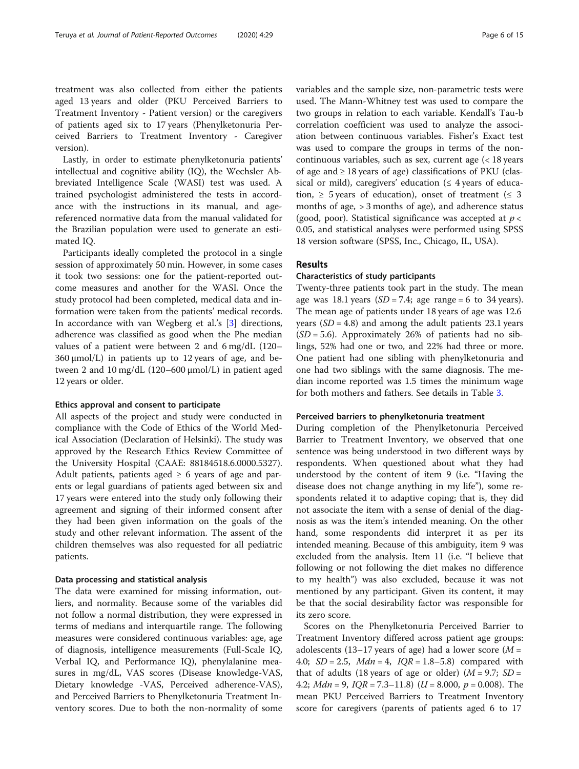treatment was also collected from either the patients aged 13 years and older (PKU Perceived Barriers to Treatment Inventory - Patient version) or the caregivers of patients aged six to 17 years (Phenylketonuria Perceived Barriers to Treatment Inventory - Caregiver version).

Lastly, in order to estimate phenylketonuria patients' intellectual and cognitive ability (IQ), the Wechsler Abbreviated Intelligence Scale (WASI) test was used. A trained psychologist administered the tests in accordance with the instructions in its manual, and age-referenced normative data from the manual validated for the Brazilian population were used to generate an estimated IQ.

Participants ideally completed the protocol in a single session of approximately 50 min. However, in some cases it took two sessions: one for the patient-reported outcome measures and another for the WASI. Once the study protocol had been completed, medical data and information were taken from the patients' medical records. In accordance with van Wegberg et al.'s [3] directions, adherence was classified as good when the Phe median values of a patient were between 2 and 6 mg/dL (120–360 μmol/L) in patients up to 12 years of age, and between 2 and 10 mg/dL (120–600 μmol/L) in patient aged 12 years or older.

#### Ethics approval and consent to participate

All aspects of the project and study were conducted in compliance with the Code of Ethics of the World Medical Association (Declaration of Helsinki). The study was approved by the Research Ethics Review Committee of the University Hospital (CAAE: 88184518.6.0000.5327). Adult patients, patients aged ≥ 6 years of age and parents or legal guardians of patients aged between six and 17 years were entered into the study only following their agreement and signing of their informed consent after they had been given information on the goals of the study and other relevant information. The assent of the children themselves was also requested for all pediatric patients.

#### Data processing and statistical analysis

The data were examined for missing information, outliers, and normality. Because some of the variables did not follow a normal distribution, they were expressed in terms of medians and interquartile range. The following measures were considered continuous variables: age, age of diagnosis, intelligence measurements (Full-Scale IQ, Verbal IQ, and Performance IQ), phenylalanine measures in mg/dL, VAS scores (Disease knowledge-VAS, Dietary knowledge -VAS, Perceived adherence-VAS), and Perceived Barriers to Phenylketonuria Treatment Inventory scores. Due to both the non-normality of some variables and the sample size, non-parametric tests were used. The Mann-Whitney test was used to compare the two groups in relation to each variable. Kendall's Tau-b correlation coefficient was used to analyze the association between continuous variables. Fisher's Exact test was used to compare the groups in terms of the non-continuous variables, such as sex, current age (< 18 years of age and ≥ 18 years of age) classifications of PKU (classical or mild), caregivers' education (≤ 4 years of education, ≥ 5 years of education), onset of treatment (≤ 3 months of age, > 3 months of age), and adherence status (good, poor). Statistical significance was accepted at $p < 0.05$, and statistical analyses were performed using SPSS 18 version software (SPSS, Inc., Chicago, IL, USA).

## Results

### Characteristics of study participants

Twenty-three patients took part in the study. The mean age was 18.1 years ($SD = 7.4$; age range = 6 to 34 years). The mean age of patients under 18 years of age was 12.6 years ($SD = 4.8$) and among the adult patients 23.1 years ($SD = 5.6$). Approximately 26% of patients had no siblings, 52% had one or two, and 22% had three or more. One patient had one sibling with phenylketonuria and one had two siblings with the same diagnosis. The median income reported was 1.5 times the minimum wage for both mothers and fathers. See details in Table 3.

### Perceived barriers to phenylketonuria treatment

During completion of the Phenylketonuria Perceived Barrier to Treatment Inventory, we observed that one sentence was being understood in two different ways by respondents. When questioned about what they had understood by the content of item 9 (i.e. "Having the disease does not change anything in my life"), some respondents related it to adaptive coping; that is, they did not associate the item with a sense of denial of the diagnosis as was the item's intended meaning. On the other hand, some respondents did interpret it as per its intended meaning. Because of this ambiguity, item 9 was excluded from the analysis. Item 11 (i.e. "I believe that following or not following the diet makes no difference to my health") was also excluded, because it was not mentioned by any participant. Given its content, it may be that the social desirability factor was responsible for its zero score.

Scores on the Phenylketonuria Perceived Barrier to Treatment Inventory differed across patient age groups: adolescents (13–17 years of age) had a lower score ($M = 4.0$; $SD = 2.5$, $Mdn = 4$, $IQR = 1.8–5.8$) compared with that of adults (18 years of age or older) ($M = 9.7$; $SD = 4.2$; $Mdn = 9$, $IQR = 7.3–11.8$) ($U = 8.000$, $p = 0.008$). The mean PKU Perceived Barriers to Treatment Inventory score for caregivers (parents of patients aged 6 to 17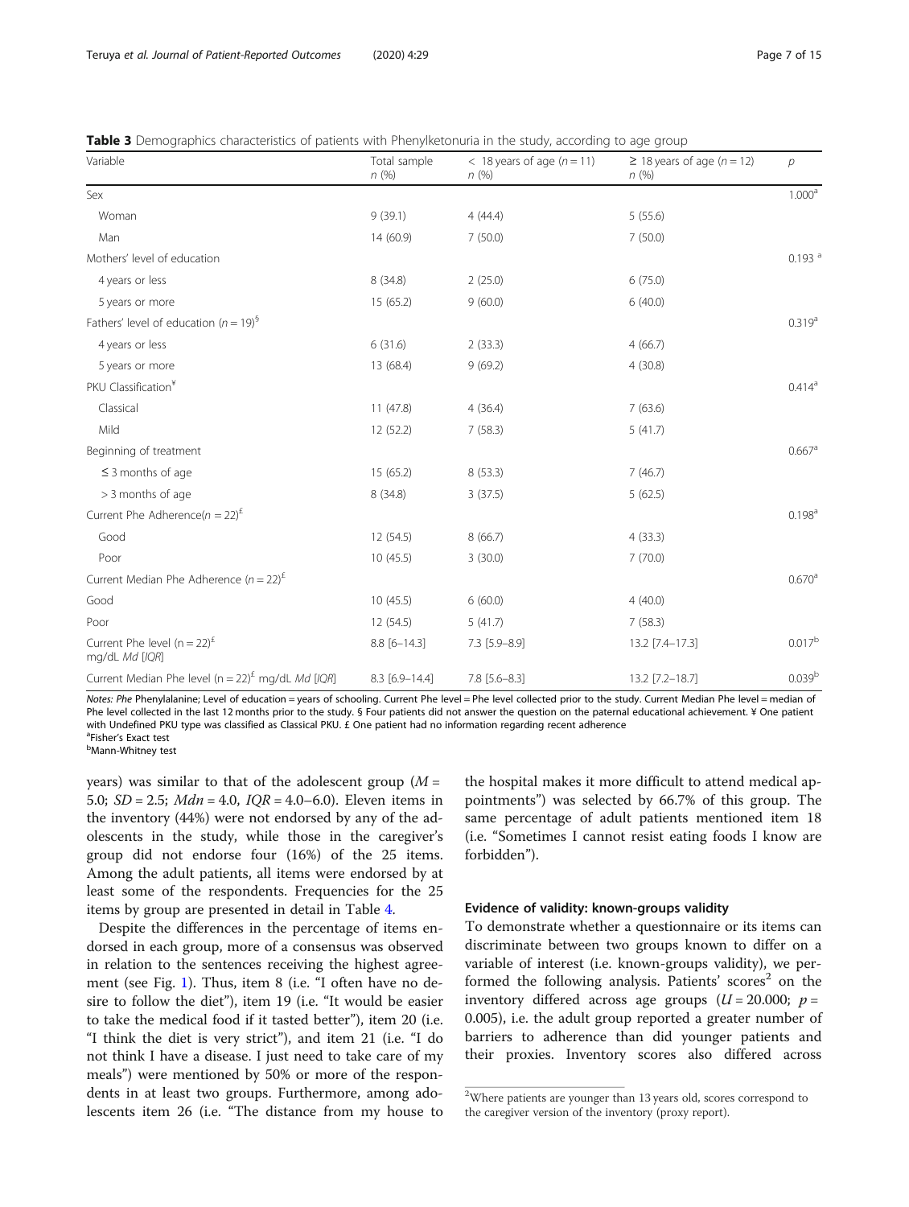**Table 3** Demographics characteristics of patients with Phenylketonuria in the study, according to age group

| Variable | Total sample *n* (%) | < 18 years of age (*n* = 11) *n* (%) | ≥ 18 years of age (*n* = 12) *n* (%) | *p* |
|---|---|---|---|---|
| Sex | | | | 1.000[a] |
| Woman | 9 (39.1) | 4 (44.4) | 5 (55.6) | |
| Man | 14 (60.9) | 7 (50.0) | 7 (50.0) | |
| Mothers' level of education | | | | 0.193 [a] |
| 4 years or less | 8 (34.8) | 2 (25.0) | 6 (75.0) | |
| 5 years or more | 15 (65.2) | 9 (60.0) | 6 (40.0) | |
| Fathers' level of education (*n* = 19)[§] | | | | 0.319[a] |
| 4 years or less | 6 (31.6) | 2 (33.3) | 4 (66.7) | |
| 5 years or more | 13 (68.4) | 9 (69.2) | 4 (30.8) | |
| PKU Classification[¥] | | | | 0.414[a] |
| Classical | 11 (47.8) | 4 (36.4) | 7 (63.6) | |
| Mild | 12 (52.2) | 7 (58.3) | 5 (41.7) | |
| Beginning of treatment | | | | 0.667[a] |
| ≤ 3 months of age | 15 (65.2) | 8 (53.3) | 7 (46.7) | |
| > 3 months of age | 8 (34.8) | 3 (37.5) | 5 (62.5) | |
| Current Phe Adherence(*n* = 22)[£] | | | | 0.198[a] |
| Good | 12 (54.5) | 8 (66.7) | 4 (33.3) | |
| Poor | 10 (45.5) | 3 (30.0) | 7 (70.0) | |
| Current Median Phe Adherence (*n* = 22)[£] | | | | 0.670[a] |
| Good | 10 (45.5) | 6 (60.0) | 4 (40.0) | |
| Poor | 12 (54.5) | 5 (41.7) | 7 (58.3) | |
| Current Phe level (n = 22)[£] mg/dL *Md* [*IQR*] | 8.8 [6–14.3] | 7.3 [5.9–8.9] | 13.2 [7.4–17.3] | 0.017[b] |
| Current Median Phe level (n = 22)[£] mg/dL *Md* [*IQR*] | 8.3 [6.9–14.4] | 7.8 [5.6–8.3] | 13.2 [7.2–18.7] | 0.039[b] |

*Notes: Phe* Phenylalanine; Level of education = years of schooling. Current Phe level = Phe level collected prior to the study. Current Median Phe level = median of Phe level collected in the last 12 months prior to the study. § Four patients did not answer the question on the paternal educational achievement. ¥ One patient with Undefined PKU type was classified as Classical PKU. £ One patient had no information regarding recent adherence
[a]Fisher's Exact test
[b]Mann-Whitney test

years) was similar to that of the adolescent group ($M$ = 5.0; $SD$ = 2.5; $Mdn$ = 4.0, $IQR$ = 4.0–6.0). Eleven items in the inventory (44%) were not endorsed by any of the adolescents in the study, while those in the caregiver's group did not endorse four (16%) of the 25 items. Among the adult patients, all items were endorsed by at least some of the respondents. Frequencies for the 25 items by group are presented in detail in Table 4.

Despite the differences in the percentage of items endorsed in each group, more of a consensus was observed in relation to the sentences receiving the highest agreement (see Fig. 1). Thus, item 8 (i.e. "I often have no desire to follow the diet"), item 19 (i.e. "It would be easier to take the medical food if it tasted better"), item 20 (i.e. "I think the diet is very strict"), and item 21 (i.e. "I do not think I have a disease. I just need to take care of my meals") were mentioned by 50% or more of the respondents in at least two groups. Furthermore, among adolescents item 26 (i.e. "The distance from my house to the hospital makes it more difficult to attend medical appointments") was selected by 66.7% of this group. The same percentage of adult patients mentioned item 18 (i.e. "Sometimes I cannot resist eating foods I know are forbidden").

### Evidence of validity: known-groups validity

To demonstrate whether a questionnaire or its items can discriminate between two groups known to differ on a variable of interest (i.e. known-groups validity), we performed the following analysis. Patients' scores[2] on the inventory differed across age groups ($U$ = 20.000; $p$ = 0.005), i.e. the adult group reported a greater number of barriers to adherence than did younger patients and their proxies. Inventory scores also differed across

[2]Where patients are younger than 13 years old, scores correspond to the caregiver version of the inventory (proxy report).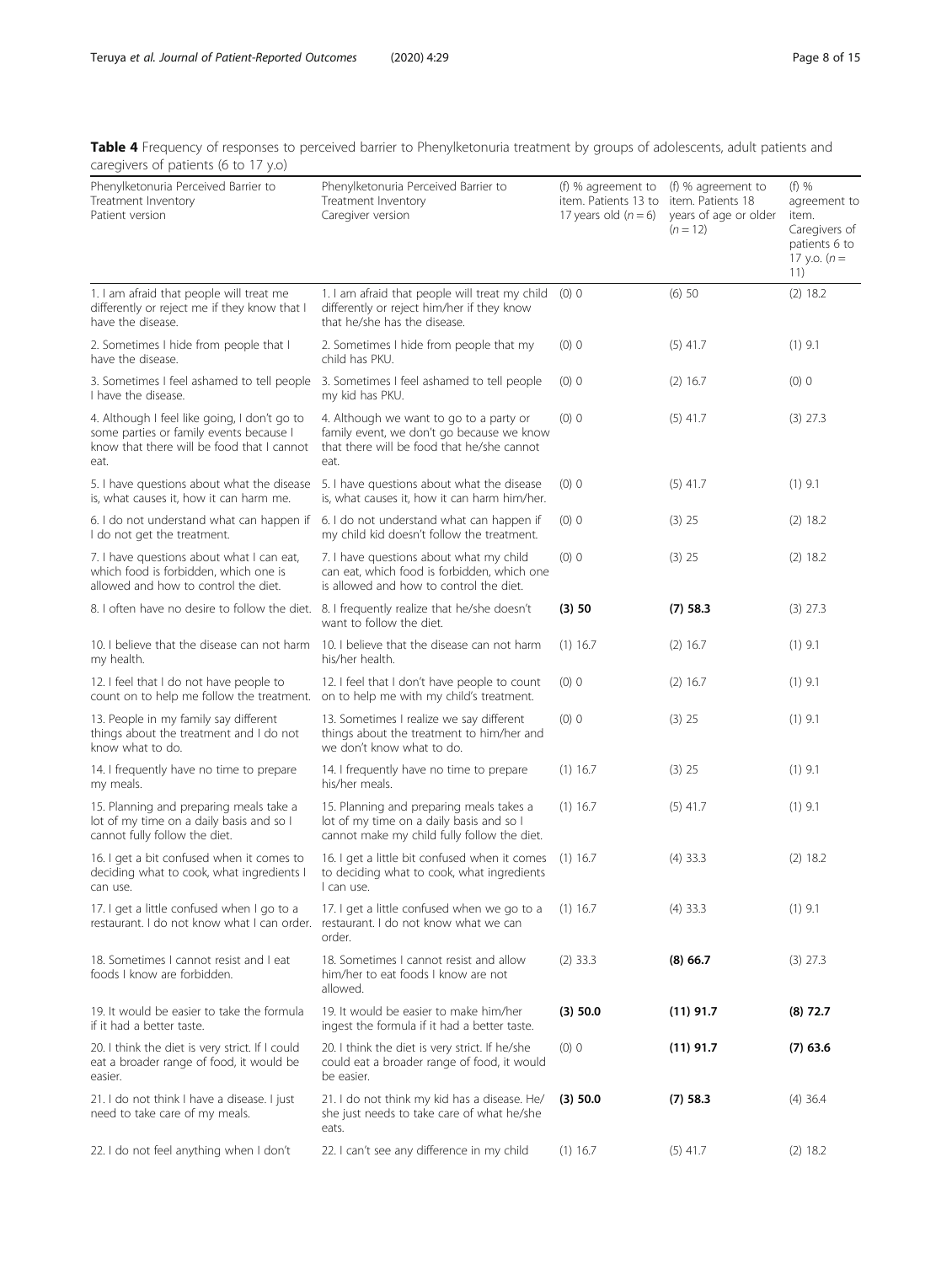**Table 4** Frequency of responses to perceived barrier to Phenylketonuria treatment by groups of adolescents, adult patients and caregivers of patients (6 to 17 y.o)

| Phenylketonuria Perceived Barrier to Treatment Inventory Patient version | Phenylketonuria Perceived Barrier to Treatment Inventory Caregiver version | (f) % agreement to item. Patients 13 to 17 years old (*n* = 6) | (f) % agreement to item. Patients 18 years of age or older (*n* = 12) | (f) % agreement to item. Caregivers of patients 6 to 17 y.o. (*n* = 11) |
|---|---|---|---|---|
| 1. I am afraid that people will treat me differently or reject me if they know that I have the disease. | 1. I am afraid that people will treat my child differently or reject him/her if they know that he/she has the disease. | (0) 0 | (6) 50 | (2) 18.2 |
| 2. Sometimes I hide from people that I have the disease. | 2. Sometimes I hide from people that my child has PKU. | (0) 0 | (5) 41.7 | (1) 9.1 |
| 3. Sometimes I feel ashamed to tell people I have the disease. | 3. Sometimes I feel ashamed to tell people my kid has PKU. | (0) 0 | (2) 16.7 | (0) 0 |
| 4. Although I feel like going, I don't go to some parties or family events because I know that there will be food that I cannot eat. | 4. Although we want to go to a party or family event, we don't go because we know that there will be food that he/she cannot eat. | (0) 0 | (5) 41.7 | (3) 27.3 |
| 5. I have questions about what the disease is, what causes it, how it can harm me. | 5. I have questions about what the disease is, what causes it, how it can harm him/her. | (0) 0 | (5) 41.7 | (1) 9.1 |
| 6. I do not understand what can happen if I do not get the treatment. | 6. I do not understand what can happen if my child kid doesn't follow the treatment. | (0) 0 | (3) 25 | (2) 18.2 |
| 7. I have questions about what I can eat, which food is forbidden, which one is allowed and how to control the diet. | 7. I have questions about what my child can eat, which food is forbidden, which one is allowed and how to control the diet. | (0) 0 | (3) 25 | (2) 18.2 |
| 8. I often have no desire to follow the diet. | 8. I frequently realize that he/she doesn't want to follow the diet. | **(3) 50** | **(7) 58.3** | (3) 27.3 |
| 10. I believe that the disease can not harm my health. | 10. I believe that the disease can not harm his/her health. | (1) 16.7 | (2) 16.7 | (1) 9.1 |
| 12. I feel that I do not have people to count on to help me follow the treatment. | 12. I feel that I don't have people to count on to help me with my child's treatment. | (0) 0 | (2) 16.7 | (1) 9.1 |
| 13. People in my family say different things about the treatment and I do not know what to do. | 13. Sometimes I realize we say different things about the treatment to him/her and we don't know what to do. | (0) 0 | (3) 25 | (1) 9.1 |
| 14. I frequently have no time to prepare my meals. | 14. I frequently have no time to prepare his/her meals. | (1) 16.7 | (3) 25 | (1) 9.1 |
| 15. Planning and preparing meals take a lot of my time on a daily basis and so I cannot fully follow the diet. | 15. Planning and preparing meals takes a lot of my time on a daily basis and so I cannot make my child fully follow the diet. | (1) 16.7 | (5) 41.7 | (1) 9.1 |
| 16. I get a bit confused when it comes to deciding what to cook, what ingredients I can use. | 16. I get a little bit confused when it comes to deciding what to cook, what ingredients I can use. | (1) 16.7 | (4) 33.3 | (2) 18.2 |
| 17. I get a little confused when I go to a restaurant. I do not know what I can order. | 17. I get a little confused when we go to a restaurant. I do not know what we can order. | (1) 16.7 | (4) 33.3 | (1) 9.1 |
| 18. Sometimes I cannot resist and I eat foods I know are forbidden. | 18. Sometimes I cannot resist and allow him/her to eat foods I know are not allowed. | (2) 33.3 | **(8) 66.7** | (3) 27.3 |
| 19. It would be easier to take the formula if it had a better taste. | 19. It would be easier to make him/her ingest the formula if it had a better taste. | **(3) 50.0** | **(11) 91.7** | **(8) 72.7** |
| 20. I think the diet is very strict. If I could eat a broader range of food, it would be easier. | 20. I think the diet is very strict. If he/she could eat a broader range of food, it would be easier. | (0) 0 | **(11) 91.7** | **(7) 63.6** |
| 21. I do not think I have a disease. I just need to take care of my meals. | 21. I do not think my kid has a disease. He/she just needs to take care of what he/she eats. | **(3) 50.0** | **(7) 58.3** | (4) 36.4 |
| 22. I do not feel anything when I don't | 22. I can't see any difference in my child | (1) 16.7 | (5) 41.7 | (2) 18.2 |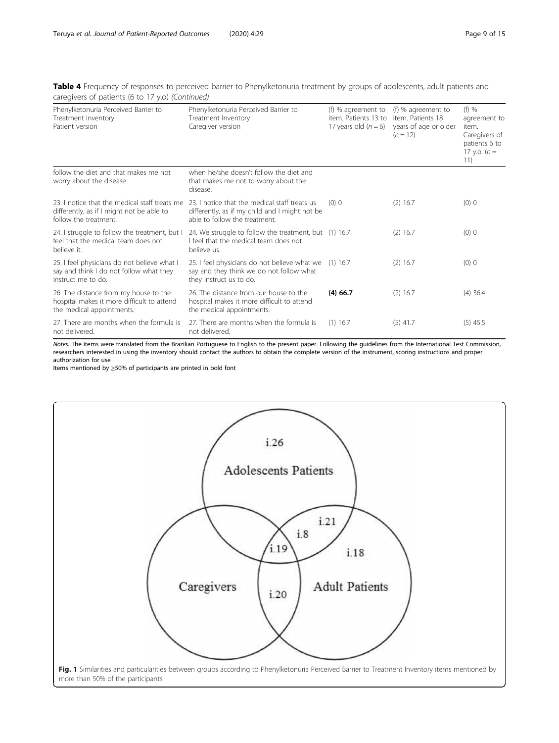**Table 4** Frequency of responses to perceived barrier to Phenylketonuria treatment by groups of adolescents, adult patients and caregivers of patients (6 to 17 y.o) *(Continued)*

| Phenylketonuria Perceived Barrier to Treatment Inventory Patient version | Phenylketonuria Perceived Barrier to Treatment Inventory Caregiver version | (f) % agreement to item. Patients 13 to 17 years old ($n = 6$) | (f) % agreement to item. Patients 18 years of age or older ($n = 12$) | (f) % agreement to item. Caregivers of patients 6 to 17 y.o. ($n = 11$) |
|---|---|---|---|---|
| follow the diet and that makes me not worry about the disease. | when he/she doesn't follow the diet and that makes me not to worry about the disease. | | | |
| 23. I notice that the medical staff treats me differently, as if I might not be able to follow the treatment. | 23. I notice that the medical staff treats us differently, as if my child and I might not be able to follow the treatment. | (0) 0 | (2) 16.7 | (0) 0 |
| 24. I struggle to follow the treatment, but I feel that the medical team does not believe it. | 24. We struggle to follow the treatment, but I feel that the medical team does not believe us. | (1) 16.7 | (2) 16.7 | (0) 0 |
| 25. I feel physicians do not believe what I say and think I do not follow what they instruct me to do. | 25. I feel physicians do not believe what we say and they think we do not follow what they instruct us to do. | (1) 16.7 | (2) 16.7 | (0) 0 |
| 26. The distance from my house to the hospital makes it more difficult to attend the medical appointments. | 26. The distance from our house to the hospital makes it more difficult to attend the medical appointments. | **(4) 66.7** | (2) 16.7 | (4) 36.4 |
| 27. There are months when the formula is not delivered. | 27. There are months when the formula is not delivered. | (1) 16.7 | (5) 41.7 | (5) 45.5 |

*Notes.* The items were translated from the Brazilian Portuguese to English to the present paper. Following the guidelines from the International Test Commission, researchers interested in using the inventory should contact the authors to obtain the complete version of the instrument, scoring instructions and proper authorization for use

Items mentioned by ≥50% of participants are printed in bold font

**Fig. 1** Similarities and particularities between groups according to Phenylketonuria Perceived Barrier to Treatment Inventory items mentioned by more than 50% of the participants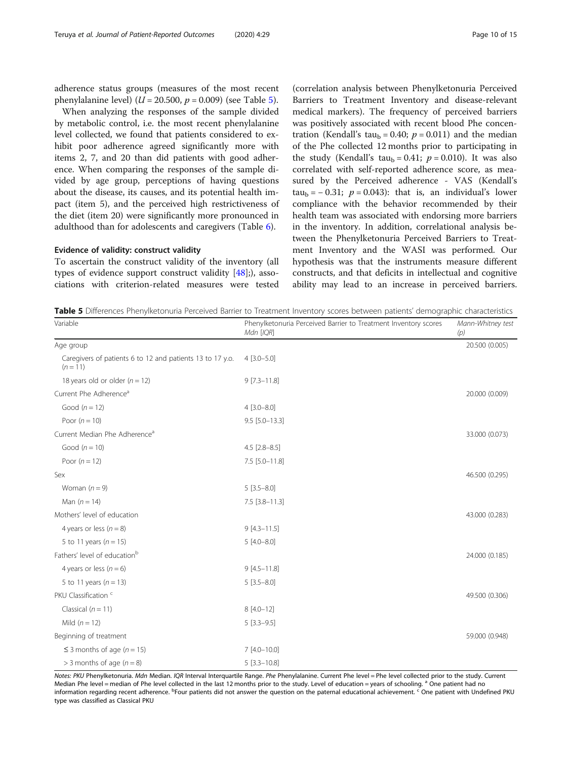adherence status groups (measures of the most recent phenylalanine level) ($U = 20.500$, $p = 0.009$) (see Table 5).

When analyzing the responses of the sample divided by metabolic control, i.e. the most recent phenylalanine level collected, we found that patients considered to exhibit poor adherence agreed significantly more with items 2, 7, and 20 than did patients with good adherence. When comparing the responses of the sample divided by age group, perceptions of having questions about the disease, its causes, and its potential health impact (item 5), and the perceived high restrictiveness of the diet (item 20) were significantly more pronounced in adulthood than for adolescents and caregivers (Table 6).

#### Evidence of validity: construct validity

To ascertain the construct validity of the inventory (all types of evidence support construct validity [48];), associations with criterion-related measures were tested (correlation analysis between Phenylketonuria Perceived Barriers to Treatment Inventory and disease-relevant medical markers). The frequency of perceived barriers was positively associated with recent blood Phe concentration (Kendall's $tau_b = 0.40$; $p = 0.011$) and the median of the Phe collected 12 months prior to participating in the study (Kendall's $tau_b = 0.41$; $p = 0.010$). It was also correlated with self-reported adherence score, as measured by the Perceived adherence - VAS (Kendall's $tau_b = -0.31$; $p = 0.043$): that is, an individual's lower compliance with the behavior recommended by their health team was associated with endorsing more barriers in the inventory. In addition, correlational analysis between the Phenylketonuria Perceived Barriers to Treatment Inventory and the WASI was performed. Our hypothesis was that the instruments measure different constructs, and that deficits in intellectual and cognitive ability may lead to an increase in perceived barriers.

**Table 5** Differences Phenylketonuria Perceived Barrier to Treatment Inventory scores between patients' demographic characteristics

| Variable | Phenylketonuria Perceived Barrier to Treatment Inventory scores *Mdn* [*IQR*] | *Mann-Whitney test (p)* |
|---|---|---|
| Age group | | 20.500 (0.005) |
| Caregivers of patients 6 to 12 and patients 13 to 17 y.o. ($n = 11$) | 4 [3.0–5.0] | |
| 18 years old or older ($n = 12$) | 9 [7.3–11.8] | |
| Current Phe Adherence[a] | | 20.000 (0.009) |
| Good ($n = 12$) | 4 [3.0–8.0] | |
| Poor ($n = 10$) | 9.5 [5.0–13.3] | |
| Current Median Phe Adherence[a] | | 33.000 (0.073) |
| Good ($n = 10$) | 4.5 [2.8–8.5] | |
| Poor ($n = 12$) | 7.5 [5.0–11.8] | |
| Sex | | 46.500 (0.295) |
| Woman ($n = 9$) | 5 [3.5–8.0] | |
| Man ($n = 14$) | 7.5 [3.8–11.3] | |
| Mothers' level of education | | 43.000 (0.283) |
| 4 years or less ($n = 8$) | 9 [4.3–11.5] | |
| 5 to 11 years ($n = 15$) | 5 [4.0–8.0] | |
| Fathers' level of education[b] | | 24.000 (0.185) |
| 4 years or less ($n = 6$) | 9 [4.5–11.8] | |
| 5 to 11 years ($n = 13$) | 5 [3.5–8.0] | |
| PKU Classification [c] | | 49.500 (0.306) |
| Classical ($n = 11$) | 8 [4.0–12] | |
| Mild ($n = 12$) | 5 [3.3–9.5] | |
| Beginning of treatment | | 59.000 (0.948) |
| ≤ 3 months of age ($n = 15$) | 7 [4.0–10.0] | |
| > 3 months of age ($n = 8$) | 5 [3.3–10.8] | |

*Notes: PKU* Phenylketonuria. *Mdn* Median. *IQR* Interval Interquartile Range. *Phe* Phenylalanine. Current Phe level = Phe level collected prior to the study. Current Median Phe level = median of Phe level collected in the last 12 months prior to the study. Level of education = years of schooling. [a] One patient had no information regarding recent adherence. [b] Four patients did not answer the question on the paternal educational achievement. [c] One patient with Undefined PKU type was classified as Classical PKU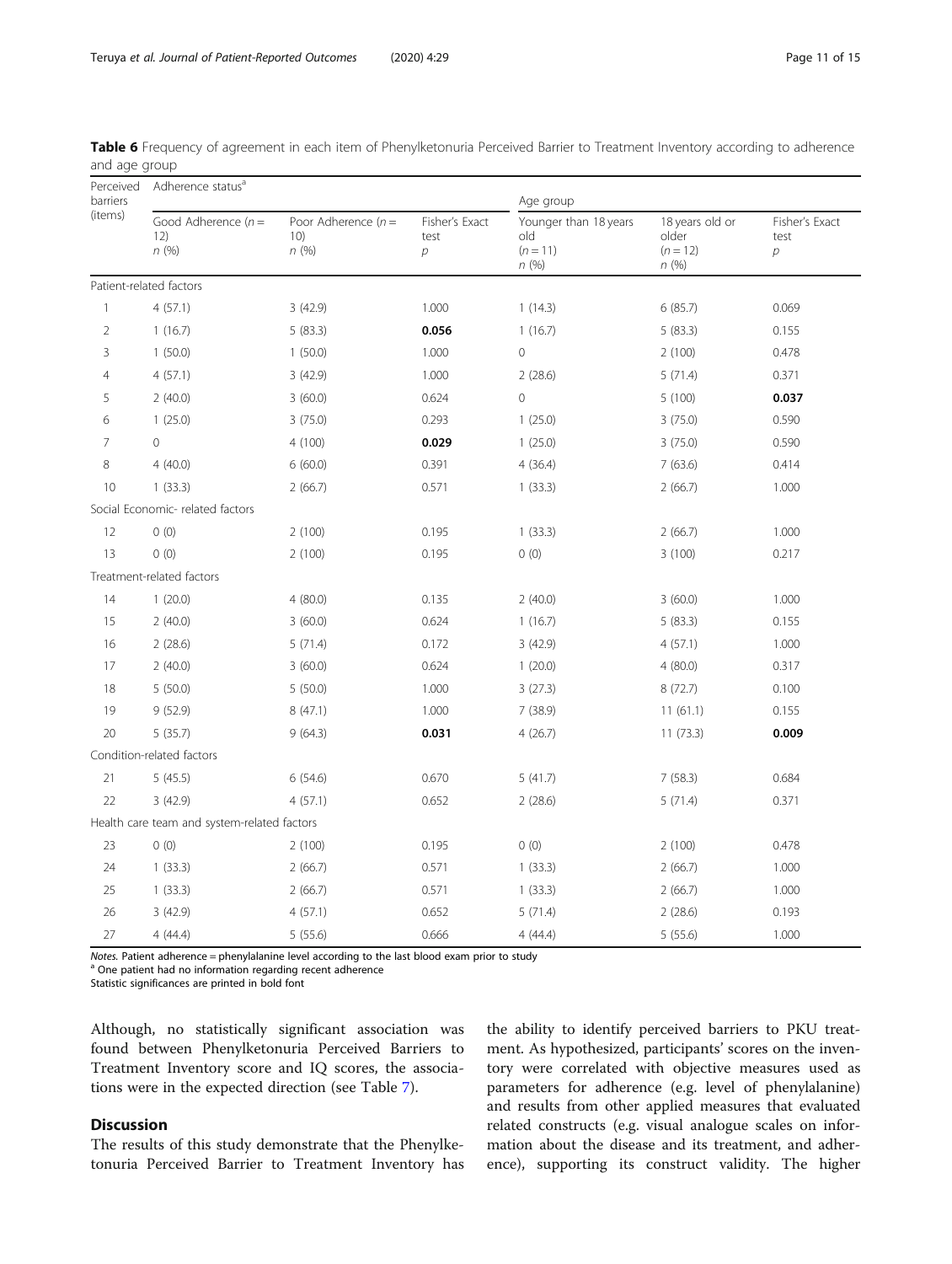**Table 6** Frequency of agreement in each item of Phenylketonuria Perceived Barrier to Treatment Inventory according to adherence and age group

| Perceived barriers (items) | Adherence status[a] | | | Age group | | |
|---|---|---|---|---|---|---|
| | Good Adherence ($n$ = 12) $n$ (%) | Poor Adherence ($n$ = 10) $n$ (%) | Fisher's Exact test $p$ | Younger than 18 years old ($n$ = 11) $n$ (%) | 18 years old or older ($n$ = 12) $n$ (%) | Fisher's Exact test $p$ |
| Patient-related factors | | | | | | |
| 1 | 4 (57.1) | 3 (42.9) | 1.000 | 1 (14.3) | 6 (85.7) | 0.069 |
| 2 | 1 (16.7) | 5 (83.3) | **0.056** | 1 (16.7) | 5 (83.3) | 0.155 |
| 3 | 1 (50.0) | 1 (50.0) | 1.000 | 0 | 2 (100) | 0.478 |
| 4 | 4 (57.1) | 3 (42.9) | 1.000 | 2 (28.6) | 5 (71.4) | 0.371 |
| 5 | 2 (40.0) | 3 (60.0) | 0.624 | 0 | 5 (100) | **0.037** |
| 6 | 1 (25.0) | 3 (75.0) | 0.293 | 1 (25.0) | 3 (75.0) | 0.590 |
| 7 | 0 | 4 (100) | **0.029** | 1 (25.0) | 3 (75.0) | 0.590 |
| 8 | 4 (40.0) | 6 (60.0) | 0.391 | 4 (36.4) | 7 (63.6) | 0.414 |
| 10 | 1 (33.3) | 2 (66.7) | 0.571 | 1 (33.3) | 2 (66.7) | 1.000 |
| Social Economic- related factors | | | | | | |
| 12 | 0 (0) | 2 (100) | 0.195 | 1 (33.3) | 2 (66.7) | 1.000 |
| 13 | 0 (0) | 2 (100) | 0.195 | 0 (0) | 3 (100) | 0.217 |
| Treatment-related factors | | | | | | |
| 14 | 1 (20.0) | 4 (80.0) | 0.135 | 2 (40.0) | 3 (60.0) | 1.000 |
| 15 | 2 (40.0) | 3 (60.0) | 0.624 | 1 (16.7) | 5 (83.3) | 0.155 |
| 16 | 2 (28.6) | 5 (71.4) | 0.172 | 3 (42.9) | 4 (57.1) | 1.000 |
| 17 | 2 (40.0) | 3 (60.0) | 0.624 | 1 (20.0) | 4 (80.0) | 0.317 |
| 18 | 5 (50.0) | 5 (50.0) | 1.000 | 3 (27.3) | 8 (72.7) | 0.100 |
| 19 | 9 (52.9) | 8 (47.1) | 1.000 | 7 (38.9) | 11 (61.1) | 0.155 |
| 20 | 5 (35.7) | 9 (64.3) | **0.031** | 4 (26.7) | 11 (73.3) | **0.009** |
| Condition-related factors | | | | | | |
| 21 | 5 (45.5) | 6 (54.6) | 0.670 | 5 (41.7) | 7 (58.3) | 0.684 |
| 22 | 3 (42.9) | 4 (57.1) | 0.652 | 2 (28.6) | 5 (71.4) | 0.371 |
| Health care team and system-related factors | | | | | | |
| 23 | 0 (0) | 2 (100) | 0.195 | 0 (0) | 2 (100) | 0.478 |
| 24 | 1 (33.3) | 2 (66.7) | 0.571 | 1 (33.3) | 2 (66.7) | 1.000 |
| 25 | 1 (33.3) | 2 (66.7) | 0.571 | 1 (33.3) | 2 (66.7) | 1.000 |
| 26 | 3 (42.9) | 4 (57.1) | 0.652 | 5 (71.4) | 2 (28.6) | 0.193 |
| 27 | 4 (44.4) | 5 (55.6) | 0.666 | 4 (44.4) | 5 (55.6) | 1.000 |

*Notes.* Patient adherence = phenylalanine level according to the last blood exam prior to study

[a] One patient had no information regarding recent adherence

Statistic significances are printed in bold font

Although, no statistically significant association was found between Phenylketonuria Perceived Barriers to Treatment Inventory score and IQ scores, the associations were in the expected direction (see Table 7).

## Discussion

The results of this study demonstrate that the Phenylketonuria Perceived Barrier to Treatment Inventory has the ability to identify perceived barriers to PKU treatment. As hypothesized, participants' scores on the inventory were correlated with objective measures used as parameters for adherence (e.g. level of phenylalanine) and results from other applied measures that evaluated related constructs (e.g. visual analogue scales on information about the disease and its treatment, and adherence), supporting its construct validity. The higher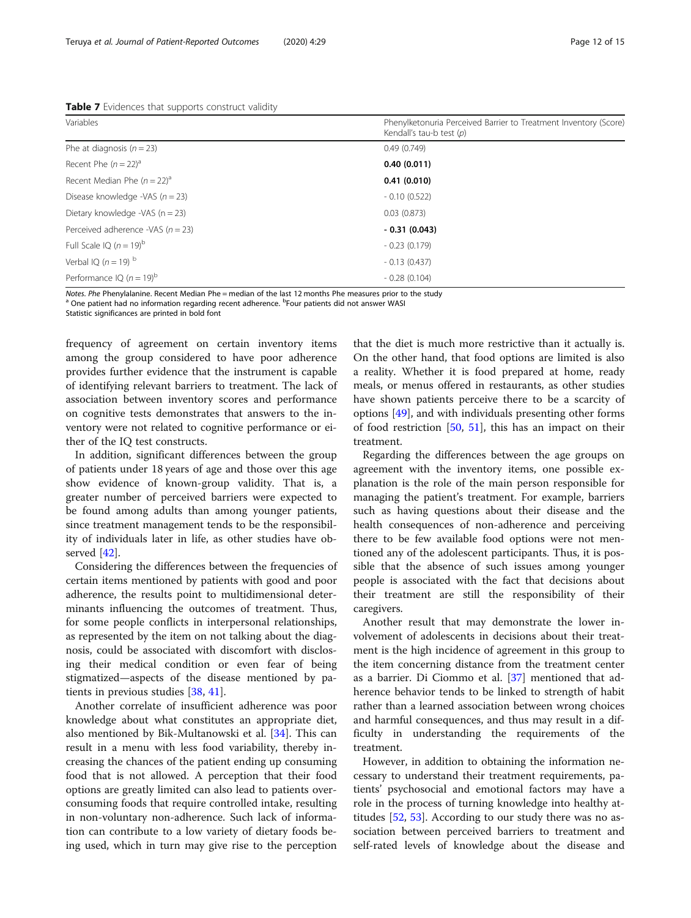**Table 7** Evidences that supports construct validity

| Variables | Phenylketonuria Perceived Barrier to Treatment Inventory (Score) Kendall's tau-b test (*p*) |
| --- | --- |
| Phe at diagnosis (*n* = 23) | 0.49 (0.749) |
| Recent Phe (*n* = 22)[a] | **0.40 (0.011)** |
| Recent Median Phe (*n* = 22)[a] | **0.41 (0.010)** |
| Disease knowledge -VAS (*n* = 23) | - 0.10 (0.522) |
| Dietary knowledge -VAS (n = 23) | 0.03 (0.873) |
| Perceived adherence -VAS (*n* = 23) | **- 0.31 (0.043)** |
| Full Scale IQ (*n* = 19)[b] | - 0.23 (0.179) |
| Verbal IQ (*n* = 19) [b] | - 0.13 (0.437) |
| Performance IQ (*n* = 19)[b] | - 0.28 (0.104) |

*Notes. Phe* Phenylalanine. Recent Median Phe = median of the last 12 months Phe measures prior to the study
[a] One patient had no information regarding recent adherence. [b]Four patients did not answer WASI
Statistic significances are printed in bold font

frequency of agreement on certain inventory items among the group considered to have poor adherence provides further evidence that the instrument is capable of identifying relevant barriers to treatment. The lack of association between inventory scores and performance on cognitive tests demonstrates that answers to the inventory were not related to cognitive performance or either of the IQ test constructs.

In addition, significant differences between the group of patients under 18 years of age and those over this age show evidence of known-group validity. That is, a greater number of perceived barriers were expected to be found among adults than among younger patients, since treatment management tends to be the responsibility of individuals later in life, as other studies have observed [42].

Considering the differences between the frequencies of certain items mentioned by patients with good and poor adherence, the results point to multidimensional determinants influencing the outcomes of treatment. Thus, for some people conflicts in interpersonal relationships, as represented by the item on not talking about the diagnosis, could be associated with discomfort with disclosing their medical condition or even fear of being stigmatized—aspects of the disease mentioned by patients in previous studies [38, 41].

Another correlate of insufficient adherence was poor knowledge about what constitutes an appropriate diet, also mentioned by Bik-Multanowski et al. [34]. This can result in a menu with less food variability, thereby increasing the chances of the patient ending up consuming food that is not allowed. A perception that their food options are greatly limited can also lead to patients overconsuming foods that require controlled intake, resulting in non-voluntary non-adherence. Such lack of information can contribute to a low variety of dietary foods being used, which in turn may give rise to the perception that the diet is much more restrictive than it actually is. On the other hand, that food options are limited is also a reality. Whether it is food prepared at home, ready meals, or menus offered in restaurants, as other studies have shown patients perceive there to be a scarcity of options [49], and with individuals presenting other forms of food restriction [50, 51], this has an impact on their treatment.

Regarding the differences between the age groups on agreement with the inventory items, one possible explanation is the role of the main person responsible for managing the patient's treatment. For example, barriers such as having questions about their disease and the health consequences of non-adherence and perceiving there to be few available food options were not mentioned any of the adolescent participants. Thus, it is possible that the absence of such issues among younger people is associated with the fact that decisions about their treatment are still the responsibility of their caregivers.

Another result that may demonstrate the lower involvement of adolescents in decisions about their treatment is the high incidence of agreement in this group to the item concerning distance from the treatment center as a barrier. Di Ciommo et al. [37] mentioned that adherence behavior tends to be linked to strength of habit rather than a learned association between wrong choices and harmful consequences, and thus may result in a difficulty in understanding the requirements of the treatment.

However, in addition to obtaining the information necessary to understand their treatment requirements, patients' psychosocial and emotional factors may have a role in the process of turning knowledge into healthy attitudes [52, 53]. According to our study there was no association between perceived barriers to treatment and self-rated levels of knowledge about the disease and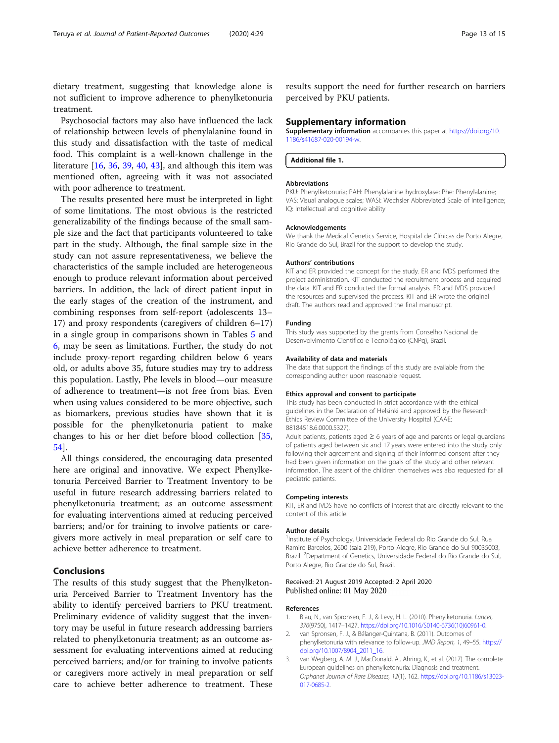dietary treatment, suggesting that knowledge alone is not sufficient to improve adherence to phenylketonuria treatment.

Psychosocial factors may also have influenced the lack of relationship between levels of phenylalanine found in this study and dissatisfaction with the taste of medical food. This complaint is a well-known challenge in the literature [16, 36, 39, 40, 43], and although this item was mentioned often, agreeing with it was not associated with poor adherence to treatment.

The results presented here must be interpreted in light of some limitations. The most obvious is the restricted generalizability of the findings because of the small sample size and the fact that participants volunteered to take part in the study. Although, the final sample size in the study can not assure representativeness, we believe the characteristics of the sample included are heterogeneous enough to produce relevant information about perceived barriers. In addition, the lack of direct patient input in the early stages of the creation of the instrument, and combining responses from self-report (adolescents 13–17) and proxy respondents (caregivers of children 6–17) in a single group in comparisons shown in Tables 5 and 6, may be seen as limitations. Further, the study do not include proxy-report regarding children below 6 years old, or adults above 35, future studies may try to address this population. Lastly, Phe levels in blood—our measure of adherence to treatment—is not free from bias. Even when using values considered to be more objective, such as biomarkers, previous studies have shown that it is possible for the phenylketonuria patient to make changes to his or her diet before blood collection [35, 54].

All things considered, the encouraging data presented here are original and innovative. We expect Phenylketonuria Perceived Barrier to Treatment Inventory to be useful in future research addressing barriers related to phenylketonuria treatment; as an outcome assessment for evaluating interventions aimed at reducing perceived barriers; and/or for training to involve patients or caregivers more actively in meal preparation or self care to achieve better adherence to treatment.

## Conclusions

The results of this study suggest that the Phenylketonuria Perceived Barrier to Treatment Inventory has the ability to identify perceived barriers to PKU treatment. Preliminary evidence of validity suggest that the inventory may be useful in future research addressing barriers related to phenylketonuria treatment; as an outcome assessment for evaluating interventions aimed at reducing perceived barriers; and/or for training to involve patients or caregivers more actively in meal preparation or self care to achieve better adherence to treatment. These results support the need for further research on barriers perceived by PKU patients.

## Supplementary information

**Supplementary information** accompanies this paper at https://doi.org/10.1186/s41687-020-00194-w.

**Additional file 1.**

#### Abbreviations

PKU: Phenylketonuria; PAH: Phenylalanine hydroxylase; Phe: Phenylalanine; VAS: Visual analogue scales; WASI: Wechsler Abbreviated Scale of Intelligence; IQ: Intellectual and cognitive ability

#### Acknowledgements

We thank the Medical Genetics Service, Hospital de Clínicas de Porto Alegre, Rio Grande do Sul, Brazil for the support to develop the study.

#### Authors' contributions

KIT and ER provided the concept for the study. ER and IVDS performed the project administration. KIT conducted the recruitment process and acquired the data. KIT and ER conducted the formal analysis. ER and IVDS provided the resources and supervised the process. KIT and ER wrote the original draft. The authors read and approved the final manuscript.

#### Funding

This study was supported by the grants from Conselho Nacional de Desenvolvimento Científico e Tecnológico (CNPq), Brazil.

#### Availability of data and materials

The data that support the findings of this study are available from the corresponding author upon reasonable request.

#### Ethics approval and consent to participate

This study has been conducted in strict accordance with the ethical guidelines in the Declaration of Helsinki and approved by the Research Ethics Review Committee of the University Hospital (CAAE: 88184518.6.0000.5327).

Adult patients, patients aged ≥ 6 years of age and parents or legal guardians of patients aged between six and 17 years were entered into the study only following their agreement and signing of their informed consent after they had been given information on the goals of the study and other relevant information. The assent of the children themselves was also requested for all pediatric patients.

#### Competing interests

KIT, ER and IVDS have no conflicts of interest that are directly relevant to the content of this article.

#### Author details

[1]Institute of Psychology, Universidade Federal do Rio Grande do Sul. Rua Ramiro Barcelos, 2600 (sala 219), Porto Alegre, Rio Grande do Sul 90035003, Brazil. [2]Department of Genetics, Universidade Federal do Rio Grande do Sul, Porto Alegre, Rio Grande do Sul, Brazil.

Received: 21 August 2019 Accepted: 2 April 2020
Published online: 01 May 2020

#### References

1. Blau, N., van Spronsen, F. J., & Levy, H. L. (2010). Phenylketonuria. *Lancet, 376*(9750), 1417–1427. https://doi.org/10.1016/S0140-6736(10)60961-0.
2. van Spronsen, F. J., & Bélanger-Quintana, B. (2011). Outcomes of phenylketonuria with relevance to follow-up. *JIMD Report, 1*, 49–55. https://doi.org/10.1007/8904_2011_16.
3. van Wegberg, A. M. J., MacDonald, A., Ahring, K., et al. (2017). The complete European guidelines on phenylketonuria: Diagnosis and treatment. *Orphanet Journal of Rare Diseases, 12*(1), 162. https://doi.org/10.1186/s13023-017-0685-2.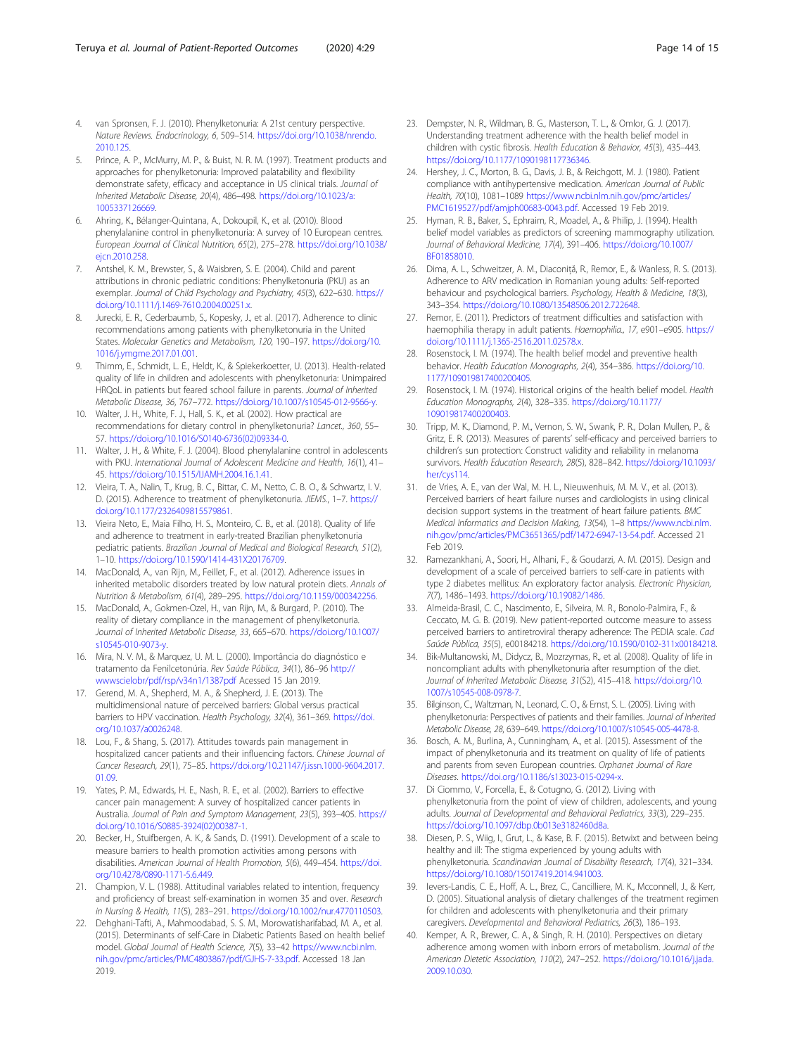4. van Spronsen, F. J. (2010). Phenylketonuria: A 21st century perspective. *Nature Reviews. Endocrinology, 6*, 509–514. https://doi.org/10.1038/nrendo.2010.125.
5. Prince, A. P., McMurry, M. P., & Buist, N. R. M. (1997). Treatment products and approaches for phenylketonuria: Improved palatability and flexibility demonstrate safety, efficacy and acceptance in US clinical trials. *Journal of Inherited Metabolic Disease, 20*(4), 486–498. https://doi.org/10.1023/a:1005337126669.
6. Ahring, K., Bélanger-Quintana, A., Dokoupil, K., et al. (2010). Blood phenylalanine control in phenylketonuria: A survey of 10 European centres. *European Journal of Clinical Nutrition, 65*(2), 275–278. https://doi.org/10.1038/ejcn.2010.258.
7. Antshel, K. M., Brewster, S., & Waisbren, S. E. (2004). Child and parent attributions in chronic pediatric conditions: Phenylketonuria (PKU) as an exemplar. *Journal of Child Psychology and Psychiatry, 45*(3), 622–630. https://doi.org/10.1111/j.1469-7610.2004.00251.x.
8. Jurecki, E. R., Cederbaumb, S., Kopesky, J., et al. (2017). Adherence to clinic recommendations among patients with phenylketonuria in the United States. *Molecular Genetics and Metabolism, 120*, 190–197. https://doi.org/10.1016/j.ymgme.2017.01.001.
9. Thimm, E., Schmidt, L. E., Heldt, K., & Spiekerkoetter, U. (2013). Health-related quality of life in children and adolescents with phenylketonuria: Unimpaired HRQoL in patients but feared school failure in parents. *Journal of Inherited Metabolic Disease, 36*, 767–772. https://doi.org/10.1007/s10545-012-9566-y.
10. Walter, J. H., White, F. J., Hall, S. K., et al. (2002). How practical are recommendations for dietary control in phenylketonuria? *Lancet., 360*, 55–57. https://doi.org/10.1016/S0140-6736(02)09334-0.
11. Walter, J. H., & White, F. J. (2004). Blood phenylalanine control in adolescents with PKU. *International Journal of Adolescent Medicine and Health, 16*(1), 41–45. https://doi.org/10.1515/IJAMH.2004.16.1.41.
12. Vieira, T. A., Nalin, T., Krug, B. C., Bittar, C. M., Netto, C. B. O., & Schwartz, I. V. D. (2015). Adherence to treatment of phenylketonuria. *JIEMS.*, 1–7. https://doi.org/10.1177/2326409815579861.
13. Vieira Neto, E., Maia Filho, H. S., Monteiro, C. B., et al. (2018). Quality of life and adherence to treatment in early-treated Brazilian phenylketonuria pediatric patients. *Brazilian Journal of Medical and Biological Research, 51*(2), 1–10. https://doi.org/10.1590/1414-431X20176709.
14. MacDonald, A., van Rijn, M., Feillet, F., et al. (2012). Adherence issues in inherited metabolic disorders treated by low natural protein diets. *Annals of Nutrition & Metabolism, 61*(4), 289–295. https://doi.org/10.1159/000342256.
15. MacDonald, A., Gokmen-Ozel, H., van Rijn, M., & Burgard, P. (2010). The reality of dietary compliance in the management of phenylketonuria. *Journal of Inherited Metabolic Disease, 33*, 665–670. https://doi.org/10.1007/s10545-010-9073-y.
16. Mira, N. V. M., & Marquez, U. M. L. (2000). Importância do diagnóstico e tratamento da Fenilcetonúria. *Rev Saúde Pública, 34*(1), 86–96 http://wwwscielobr/pdf/rsp/v34n1/1387pdf Acessed 15 Jan 2019.
17. Gerend, M. A., Shepherd, M. A., & Shepherd, J. E. (2013). The multidimensional nature of perceived barriers: Global versus practical barriers to HPV vaccination. *Health Psychology, 32*(4), 361–369. https://doi.org/10.1037/a0026248.
18. Lou, F., & Shang, S. (2017). Attitudes towards pain management in hospitalized cancer patients and their influencing factors. *Chinese Journal of Cancer Research, 29*(1), 75–85. https://doi.org/10.21147/j.issn.1000-9604.2017.01.09.
19. Yates, P. M., Edwards, H. E., Nash, R. E., et al. (2002). Barriers to effective cancer pain management: A survey of hospitalized cancer patients in Australia. *Journal of Pain and Symptom Management, 23*(5), 393–405. https://doi.org/10.1016/S0885-3924(02)00387-1.
20. Becker, H., Stuifbergen, A. K., & Sands, D. (1991). Development of a scale to measure barriers to health promotion activities among persons with disabilities. *American Journal of Health Promotion, 5*(6), 449–454. https://doi.org/10.4278/0890-1171-5.6.449.
21. Champion, V. L. (1988). Attitudinal variables related to intention, frequency and proficiency of breast self-examination in women 35 and over. *Research in Nursing & Health, 11*(5), 283–291. https://doi.org/10.1002/nur.4770110503.
22. Dehghani-Tafti, A., Mahmoodabad, S. S. M., Morowatisharifabad, M. A., et al. (2015). Determinants of self-Care in Diabetic Patients Based on health belief model. *Global Journal of Health Science, 7*(5), 33–42 https://www.ncbi.nlm.nih.gov/pmc/articles/PMC4803867/pdf/GJHS-7-33.pdf. Accessed 18 Jan 2019.
23. Dempster, N. R., Wildman, B. G., Masterson, T. L., & Omlor, G. J. (2017). Understanding treatment adherence with the health belief model in children with cystic fibrosis. *Health Education & Behavior, 45*(3), 435–443. https://doi.org/10.1177/1090198117736346.
24. Hershey, J. C., Morton, B. G., Davis, J. B., & Reichgott, M. J. (1980). Patient compliance with antihypertensive medication. *American Journal of Public Health, 70*(10), 1081–1089 https://www.ncbi.nlm.nih.gov/pmc/articles/PMC1619527/pdf/amjph00683-0043.pdf. Accessed 19 Feb 2019.
25. Hyman, R. B., Baker, S., Ephraim, R., Moadel, A., & Philip, J. (1994). Health belief model variables as predictors of screening mammography utilization. *Journal of Behavioral Medicine, 17*(4), 391–406. https://doi.org/10.1007/BF01858010.
26. Dima, A. L., Schweitzer, A. M., Diaconiță, R., Remor, E., & Wanless, R. S. (2013). Adherence to ARV medication in Romanian young adults: Self-reported behaviour and psychological barriers. *Psychology, Health & Medicine, 18*(3), 343–354. https://doi.org/10.1080/13548506.2012.722648.
27. Remor, E. (2011). Predictors of treatment difficulties and satisfaction with haemophilia therapy in adult patients. *Haemophilia., 17*, e901–e905. https://doi.org/10.1111/j.1365-2516.2011.02578.x.
28. Rosenstock, I. M. (1974). The health belief model and preventive health behavior. *Health Education Monographs, 2*(4), 354–386. https://doi.org/10.1177/109019817400200405.
29. Rosenstock, I. M. (1974). Historical origins of the health belief model. *Health Education Monographs, 2*(4), 328–335. https://doi.org/10.1177/109019817400200403.
30. Tripp, M. K., Diamond, P. M., Vernon, S. W., Swank, P. R., Dolan Mullen, P., & Gritz, E. R. (2013). Measures of parents' self-efficacy and perceived barriers to children's sun protection: Construct validity and reliability in melanoma survivors. *Health Education Research, 28*(5), 828–842. https://doi.org/10.1093/her/cys114.
31. de Vries, A. E., van der Wal, M. H. L., Nieuwenhuis, M. M. V., et al. (2013). Perceived barriers of heart failure nurses and cardiologists in using clinical decision support systems in the treatment of heart failure patients. *BMC Medical Informatics and Decision Making, 13*(54), 1–8 https://www.ncbi.nlm.nih.gov/pmc/articles/PMC3651365/pdf/1472-6947-13-54.pdf. Accessed 21 Feb 2019.
32. Ramezankhani, A., Soori, H., Alhani, F., & Goudarzi, A. M. (2015). Design and development of a scale of perceived barriers to self-care in patients with type 2 diabetes mellitus: An exploratory factor analysis. *Electronic Physician, 7*(7), 1486–1493. https://doi.org/10.19082/1486.
33. Almeida-Brasil, C. C., Nascimento, E., Silveira, M. R., Bonolo-Palmira, F., & Ceccato, M. G. B. (2019). New patient-reported outcome measure to assess perceived barriers to antiretroviral therapy adherence: The PEDIA scale. *Cad Saúde Pública, 35*(5), e00184218. https://doi.org/10.1590/0102-311x00184218.
34. Bik-Multanowski, M., Didycz, B., Mozrzymas, R., et al. (2008). Quality of life in noncompliant adults with phenylketonuria after resumption of the diet. *Journal of Inherited Metabolic Disease, 31*(S2), 415–418. https://doi.org/10.1007/s10545-008-0978-7.
35. Bilginson, C., Waltzman, N., Leonard, C. O., & Ernst, S. L. (2005). Living with phenylketonuria: Perspectives of patients and their families. *Journal of Inherited Metabolic Disease, 28*, 639–649. https://doi.org/10.1007/s10545-005-4478-8.
36. Bosch, A. M., Burlina, A., Cunningham, A., et al. (2015). Assessment of the impact of phenylketonuria and its treatment on quality of life of patients and parents from seven European countries. *Orphanet Journal of Rare Diseases.* https://doi.org/10.1186/s13023-015-0294-x.
37. Di Ciommo, V., Forcella, E., & Cotugno, G. (2012). Living with phenylketonuria from the point of view of children, adolescents, and young adults. *Journal of Developmental and Behavioral Pediatrics, 33*(3), 229–235. https://doi.org/10.1097/dbp.0b013e3182460d8a.
38. Diesen, P. S., Wiig, I., Grut, L., & Kase, B. F. (2015). Betwixt and between being healthy and ill: The stigma experienced by young adults with phenylketonuria. *Scandinavian Journal of Disability Research, 17*(4), 321–334. https://doi.org/10.1080/15017419.2014.941003.
39. Ievers-Landis, C. E., Hoff, A. L., Brez, C., Cancilliere, M. K., Mcconnell, J., & Kerr, D. (2005). Situational analysis of dietary challenges of the treatment regimen for children and adolescents with phenylketonuria and their primary caregivers. *Developmental and Behavioral Pediatrics, 26*(3), 186–193.
40. Kemper, A. R., Brewer, C. A., & Singh, R. H. (2010). Perspectives on dietary adherence among women with inborn errors of metabolism. *Journal of the American Dietetic Association, 110*(2), 247–252. https://doi.org/10.1016/j.jada.2009.10.030.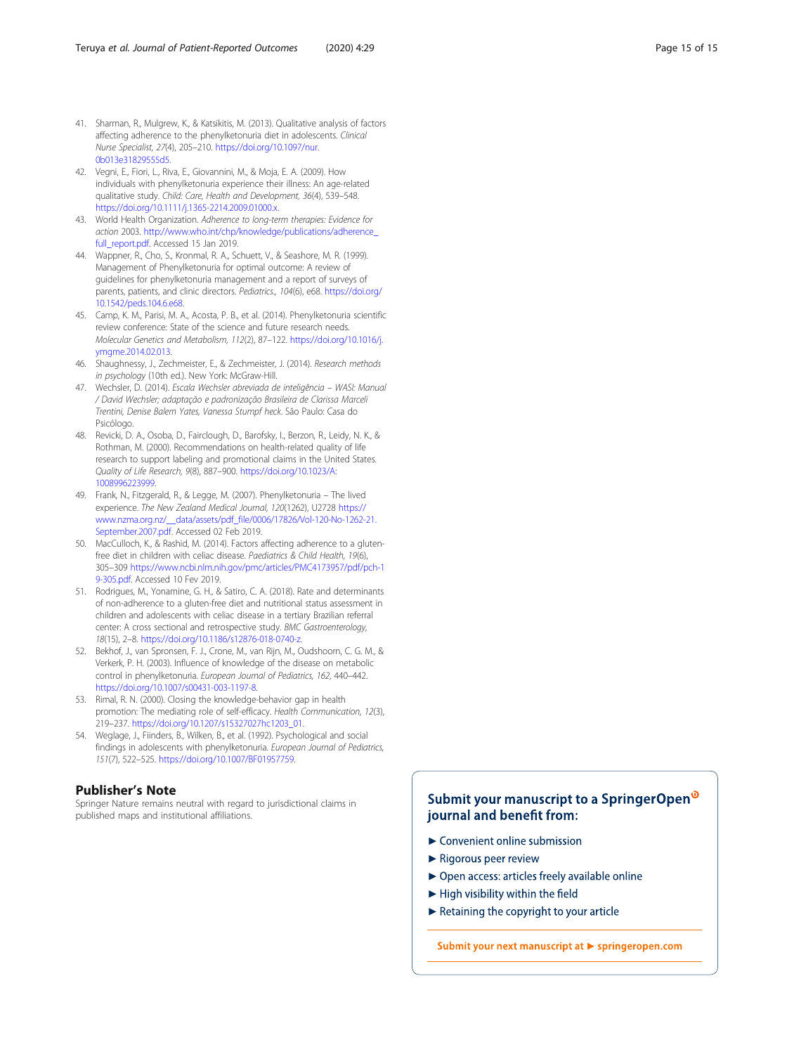41. Sharman, R., Mulgrew, K., & Katsikitis, M. (2013). Qualitative analysis of factors affecting adherence to the phenylketonuria diet in adolescents. *Clinical Nurse Specialist, 27*(4), 205–210. https://doi.org/10.1097/nur.0b013e31829555d5.
42. Vegni, E., Fiori, L., Riva, E., Giovannini, M., & Moja, E. A. (2009). How individuals with phenylketonuria experience their illness: An age-related qualitative study. *Child: Care, Health and Development, 36*(4), 539–548. https://doi.org/10.1111/j.1365-2214.2009.01000.x.
43. World Health Organization. *Adherence to long-term therapies: Evidence for action* 2003. http://www.who.int/chp/knowledge/publications/adherence_full_report.pdf. Accessed 15 Jan 2019.
44. Wappner, R., Cho, S., Kronmal, R. A., Schuett, V., & Seashore, M. R. (1999). Management of Phenylketonuria for optimal outcome: A review of guidelines for phenylketonuria management and a report of surveys of parents, patients, and clinic directors. *Pediatrics., 104*(6), e68. https://doi.org/10.1542/peds.104.6.e68.
45. Camp, K. M., Parisi, M. A., Acosta, P. B., et al. (2014). Phenylketonuria scientific review conference: State of the science and future research needs. *Molecular Genetics and Metabolism, 112*(2), 87–122. https://doi.org/10.1016/j.ymgme.2014.02.013.
46. Shaughnessy, J., Zechmeister, E., & Zechmeister, J. (2014). *Research methods in psychology* (10th ed.). New York: McGraw-Hill.
47. Wechsler, D. (2014). *Escala Wechsler abreviada de inteligência – WASI: Manual / David Wechsler; adaptação e padronização Brasileira de Clarissa Marceli Trentini, Denise Balem Yates, Vanessa Stumpf heck*. São Paulo: Casa do Psicólogo.
48. Revicki, D. A., Osoba, D., Fairclough, D., Barofsky, I., Berzon, R., Leidy, N. K., & Rothman, M. (2000). Recommendations on health-related quality of life research to support labeling and promotional claims in the United States. *Quality of Life Research, 9*(8), 887–900. https://doi.org/10.1023/A:1008996223999.
49. Frank, N., Fitzgerald, R., & Legge, M. (2007). Phenylketonuria – The lived experience. *The New Zealand Medical Journal, 120*(1262), U2728 https://www.nzma.org.nz/__data/assets/pdf_file/0006/17826/Vol-120-No-1262-21.September.2007.pdf. Accessed 02 Feb 2019.
50. MacCulloch, K., & Rashid, M. (2014). Factors affecting adherence to a gluten-free diet in children with celiac disease. *Paediatrics & Child Health, 19*(6), 305–309 https://www.ncbi.nlm.nih.gov/pmc/articles/PMC4173957/pdf/pch-19-305.pdf. Accessed 10 Fev 2019.
51. Rodrigues, M., Yonamine, G. H., & Satiro, C. A. (2018). Rate and determinants of non-adherence to a gluten-free diet and nutritional status assessment in children and adolescents with celiac disease in a tertiary Brazilian referral center: A cross sectional and retrospective study. *BMC Gastroenterology, 18*(15), 2–8. https://doi.org/10.1186/s12876-018-0740-z.
52. Bekhof, J., van Spronsen, F. J., Crone, M., van Rijn, M., Oudshoorn, C. G. M., & Verkerk, P. H. (2003). Influence of knowledge of the disease on metabolic control in phenylketonuria. *European Journal of Pediatrics, 162*, 440–442. https://doi.org/10.1007/s00431-003-1197-8.
53. Rimal, R. N. (2000). Closing the knowledge-behavior gap in health promotion: The mediating role of self-efficacy. *Health Communication, 12*(3), 219–237. https://doi.org/10.1207/s15327027hc1203_01.
54. Weglage, J., Fiinders, B., Wilken, B., et al. (1992). Psychological and social findings in adolescents with phenylketonuria. *European Journal of Pediatrics, 151*(7), 522–525. https://doi.org/10.1007/BF01957759.

## Publisher's Note

Springer Nature remains neutral with regard to jurisdictional claims in published maps and institutional affiliations.

**Submit your manuscript to a SpringerOpen journal and benefit from:**

- ► Convenient online submission
- ► Rigorous peer review
- ► Open access: articles freely available online
- ► High visibility within the field
- ► Retaining the copyright to your article

**Submit your next manuscript at ► springeropen.com**